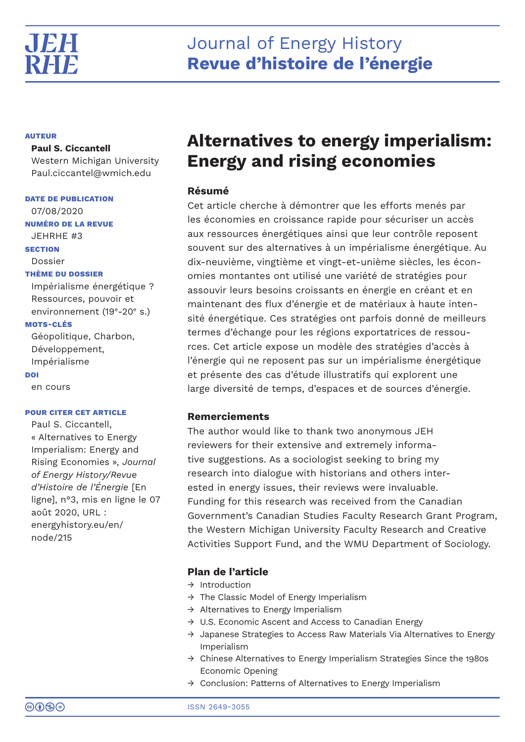# Journal of Energy History
# Revue d'histoire de l'énergie

**AUTEUR**

**Paul S. Ciccantell**
Western Michigan University
Paul.ciccantel@wmich.edu

**DATE DE PUBLICATION**
07/08/2020

**NUMÉRO DE LA REVUE**
JEHRHE #3

**SECTION**
Dossier

**THÈME DU DOSSIER**
Impérialisme énergétique ? Ressources, pouvoir et environnement (19e-20e s.)

**MOTS-CLÉS**
Géopolitique, Charbon, Développement, Impérialisme

**DOI**
en cours

**POUR CITER CET ARTICLE**
Paul S. Ciccantell, « Alternatives to Energy Imperialism: Energy and Rising Economies », *Journal of Energy History/Revue d'Histoire de l'Énergie* [En ligne], n°3, mis en ligne le 07 août 2020, URL : energyhistory.eu/en/node/215

## Alternatives to energy imperialism: Energy and rising economies

### Résumé

Cet article cherche à démontrer que les efforts menés par les économies en croissance rapide pour sécuriser un accès aux ressources énergétiques ainsi que leur contrôle reposent souvent sur des alternatives à un impérialisme énergétique. Au dix-neuvième, vingtième et vingt-et-unième siècles, les économies montantes ont utilisé une variété de stratégies pour assouvir leurs besoins croissants en énergie en créant et en maintenant des flux d'énergie et de matériaux à haute intensité énergétique. Ces stratégies ont parfois donné de meilleurs termes d'échange pour les régions exportatrices de ressources. Cet article expose un modèle des stratégies d'accès à l'énergie qui ne reposent pas sur un impérialisme énergétique et présente des cas d'étude illustratifs qui explorent une large diversité de temps, d'espaces et de sources d'énergie.

### Remerciements

The author would like to thank two anonymous JEH reviewers for their extensive and extremely informative suggestions. As a sociologist seeking to bring my research into dialogue with historians and others interested in energy issues, their reviews were invaluable. Funding for this research was received from the Canadian Government's Canadian Studies Faculty Research Grant Program, the Western Michigan University Faculty Research and Creative Activities Support Fund, and the WMU Department of Sociology.

### Plan de l'article

- → Introduction
- → The Classic Model of Energy Imperialism
- → Alternatives to Energy Imperialism
- → U.S. Economic Ascent and Access to Canadian Energy
- → Japanese Strategies to Access Raw Materials Via Alternatives to Energy Imperialism
- → Chinese Alternatives to Energy Imperialism Strategies Since the 1980s Economic Opening
- → Conclusion: Patterns of Alternatives to Energy Imperialism

ISSN 2649-3055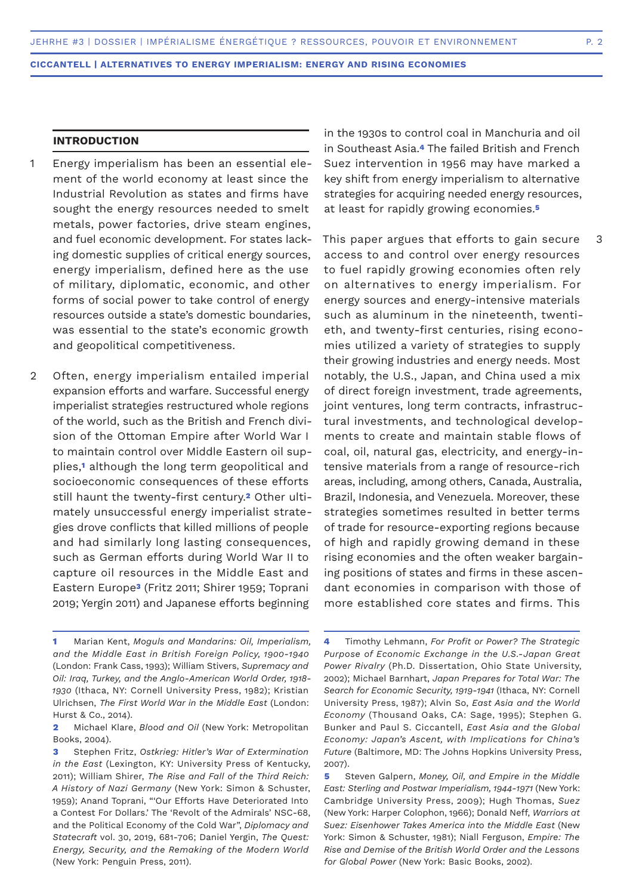## INTRODUCTION

1 Energy imperialism has been an essential element of the world economy at least since the Industrial Revolution as states and firms have sought the energy resources needed to smelt metals, power factories, drive steam engines, and fuel economic development. For states lacking domestic supplies of critical energy sources, energy imperialism, defined here as the use of military, diplomatic, economic, and other forms of social power to take control of energy resources outside a state's domestic boundaries, was essential to the state's economic growth and geopolitical competitiveness.

2 Often, energy imperialism entailed imperial expansion efforts and warfare. Successful energy imperialist strategies restructured whole regions of the world, such as the British and French division of the Ottoman Empire after World War I to maintain control over Middle Eastern oil supplies,[1] although the long term geopolitical and socioeconomic consequences of these efforts still haunt the twenty-first century.[2] Other ultimately unsuccessful energy imperialist strategies drove conflicts that killed millions of people and had similarly long lasting consequences, such as German efforts during World War II to capture oil resources in the Middle East and Eastern Europe[3] (Fritz 2011; Shirer 1959; Toprani 2019; Yergin 2011) and Japanese efforts beginning in the 1930s to control coal in Manchuria and oil in Southeast Asia.[4] The failed British and French Suez intervention in 1956 may have marked a key shift from energy imperialism to alternative strategies for acquiring needed energy resources, at least for rapidly growing economies.[5]

3 This paper argues that efforts to gain secure access to and control over energy resources to fuel rapidly growing economies often rely on alternatives to energy imperialism. For energy sources and energy-intensive materials such as aluminum in the nineteenth, twentieth, and twenty-first centuries, rising economies utilized a variety of strategies to supply their growing industries and energy needs. Most notably, the U.S., Japan, and China used a mix of direct foreign investment, trade agreements, joint ventures, long term contracts, infrastructural investments, and technological developments to create and maintain stable flows of coal, oil, natural gas, electricity, and energy-intensive materials from a range of resource-rich areas, including, among others, Canada, Australia, Brazil, Indonesia, and Venezuela. Moreover, these strategies sometimes resulted in better terms of trade for resource-exporting regions because of high and rapidly growing demand in these rising economies and the often weaker bargaining positions of states and firms in these ascendant economies in comparison with those of more established core states and firms. This

---

**1** Marian Kent, *Moguls and Mandarins: Oil, Imperialism, and the Middle East in British Foreign Policy, 1900-1940* (London: Frank Cass, 1993); William Stivers, *Supremacy and Oil: Iraq, Turkey, and the Anglo-American World Order, 1918-1930* (Ithaca, NY: Cornell University Press, 1982); Kristian Ulrichsen, *The First World War in the Middle East* (London: Hurst & Co., 2014).

**2** Michael Klare, *Blood and Oil* (New York: Metropolitan Books, 2004).

**3** Stephen Fritz, *Ostkrieg: Hitler's War of Extermination in the East* (Lexington, KY: University Press of Kentucky, 2011); William Shirer, *The Rise and Fall of the Third Reich: A History of Nazi Germany* (New York: Simon & Schuster, 1959); Anand Toprani, "'Our Efforts Have Deteriorated Into a Contest For Dollars.' The 'Revolt of the Admirals' NSC-68, and the Political Economy of the Cold War", *Diplomacy and Statecraft* vol. 30, 2019, 681-706; Daniel Yergin, *The Quest: Energy, Security, and the Remaking of the Modern World* (New York: Penguin Press, 2011).

**4** Timothy Lehmann, *For Profit or Power? The Strategic Purpose of Economic Exchange in the U.S.-Japan Great Power Rivalry* (Ph.D. Dissertation, Ohio State University, 2002); Michael Barnhart, *Japan Prepares for Total War: The Search for Economic Security, 1919-1941* (Ithaca, NY: Cornell University Press, 1987); Alvin So, *East Asia and the World Economy* (Thousand Oaks, CA: Sage, 1995); Stephen G. Bunker and Paul S. Ciccantell, *East Asia and the Global Economy: Japan's Ascent, with Implications for China's Future* (Baltimore, MD: The Johns Hopkins University Press, 2007).

**5** Steven Galpern, *Money, Oil, and Empire in the Middle East: Sterling and Postwar Imperialism, 1944-1971* (New York: Cambridge University Press, 2009); Hugh Thomas, *Suez* (New York: Harper Colophon, 1966); Donald Neff, *Warriors at Suez: Eisenhower Takes America into the Middle East* (New York: Simon & Schuster, 1981); Niall Ferguson, *Empire: The Rise and Demise of the British World Order and the Lessons for Global Power* (New York: Basic Books, 2002).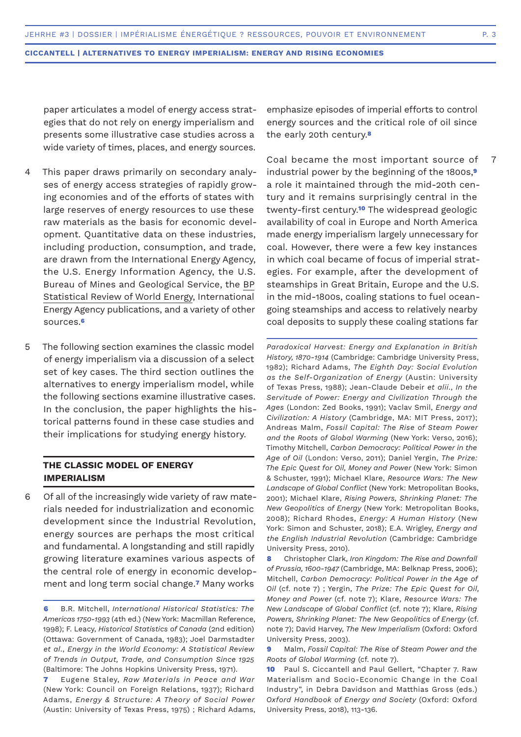paper articulates a model of energy access strategies that do not rely on energy imperialism and presents some illustrative case studies across a wide variety of times, places, and energy sources.

4 This paper draws primarily on secondary analyses of energy access strategies of rapidly growing economies and of the efforts of states with large reserves of energy resources to use these raw materials as the basis for economic development. Quantitative data on these industries, including production, consumption, and trade, are drawn from the International Energy Agency, the U.S. Energy Information Agency, the U.S. Bureau of Mines and Geological Service, the BP Statistical Review of World Energy, International Energy Agency publications, and a variety of other sources.[6]

5 The following section examines the classic model of energy imperialism via a discussion of a select set of key cases. The third section outlines the alternatives to energy imperialism model, while the following sections examine illustrative cases. In the conclusion, the paper highlights the historical patterns found in these case studies and their implications for studying energy history.

## THE CLASSIC MODEL OF ENERGY IMPERIALISM

6 Of all of the increasingly wide variety of raw materials needed for industrialization and economic development since the Industrial Revolution, energy sources are perhaps the most critical and fundamental. A longstanding and still rapidly growing literature examines various aspects of the central role of energy in economic development and long term social change.[7] Many works emphasize episodes of imperial efforts to control energy sources and the critical role of oil since the early 20th century.[8]

7 Coal became the most important source of industrial power by the beginning of the 1800s,[9] a role it maintained through the mid-20th century and it remains surprisingly central in the twenty-first century.[10] The widespread geologic availability of coal in Europe and North America made energy imperialism largely unnecessary for coal. However, there were a few key instances in which coal became of focus of imperial strategies. For example, after the development of steamships in Great Britain, Europe and the U.S. in the mid-1800s, coaling stations to fuel ocean-going steamships and access to relatively nearby coal deposits to supply these coaling stations far

---

**6** B.R. Mitchell, *International Historical Statistics: The Americas 1750-1993* (4th ed.) (New York: Macmillan Reference, 1998); F. Leacy, *Historical Statistics of Canada* (2nd edition) (Ottawa: Government of Canada, 1983); Joel Darmstadter *et al.*, *Energy in the World Economy: A Statistical Review of Trends in Output, Trade, and Consumption Since 1925* (Baltimore: The Johns Hopkins University Press, 1971).

**7** Eugene Staley, *Raw Materials in Peace and War* (New York: Council on Foreign Relations, 1937); Richard Adams, *Energy & Structure: A Theory of Social Power* (Austin: University of Texas Press, 1975) ; Richard Adams, *Paradoxical Harvest: Energy and Explanation in British History, 1870-1914* (Cambridge: Cambridge University Press, 1982); Richard Adams, *The Eighth Day: Social Evolution as the Self-Organization of Energy* (Austin: University of Texas Press, 1988); Jean-Claude Debeir *et alii.*, *In the Servitude of Power: Energy and Civilization Through the Ages* (London: Zed Books, 1991); Vaclav Smil, *Energy and Civilization: A History* (Cambridge, MA: MIT Press, 2017); Andreas Malm, *Fossil Capital: The Rise of Steam Power and the Roots of Global Warming* (New York: Verso, 2016); Timothy Mitchell, *Carbon Democracy: Political Power in the Age of Oil* (London: Verso, 2011); Daniel Yergin, *The Prize: The Epic Quest for Oil, Money and Power* (New York: Simon & Schuster, 1991); Michael Klare, *Resource Wars: The New Landscape of Global Conflict* (New York: Metropolitan Books, 2001); Michael Klare, *Rising Powers, Shrinking Planet: The New Geopolitics of Energy* (New York: Metropolitan Books, 2008); Richard Rhodes, *Energy: A Human History* (New York: Simon and Schuster, 2018); E.A. Wrigley, *Energy and the English Industrial Revolution* (Cambridge: Cambridge University Press, 2010).

**8** Christopher Clark, *Iron Kingdom: The Rise and Downfall of Prussia, 1600-1947* (Cambridge, MA: Belknap Press, 2006); Mitchell, *Carbon Democracy: Political Power in the Age of Oil* (cf. note 7) ; Yergin, *The Prize: The Epic Quest for Oil, Money and Power* (cf. note 7); Klare, *Resource Wars: The New Landscape of Global Conflict* (cf. note 7); Klare, *Rising Powers, Shrinking Planet: The New Geopolitics of Energy* (cf. note 7); David Harvey, *The New Imperialism* (Oxford: Oxford University Press, 2003).

**9** Malm, *Fossil Capital: The Rise of Steam Power and the Roots of Global Warming* (cf. note 7).

**10** Paul S. Ciccantell and Paul Gellert, "Chapter 7. Raw Materialism and Socio-Economic Change in the Coal Industry", in Debra Davidson and Matthias Gross (eds.) *Oxford Handbook of Energy and Society* (Oxford: Oxford University Press, 2018), 113-136.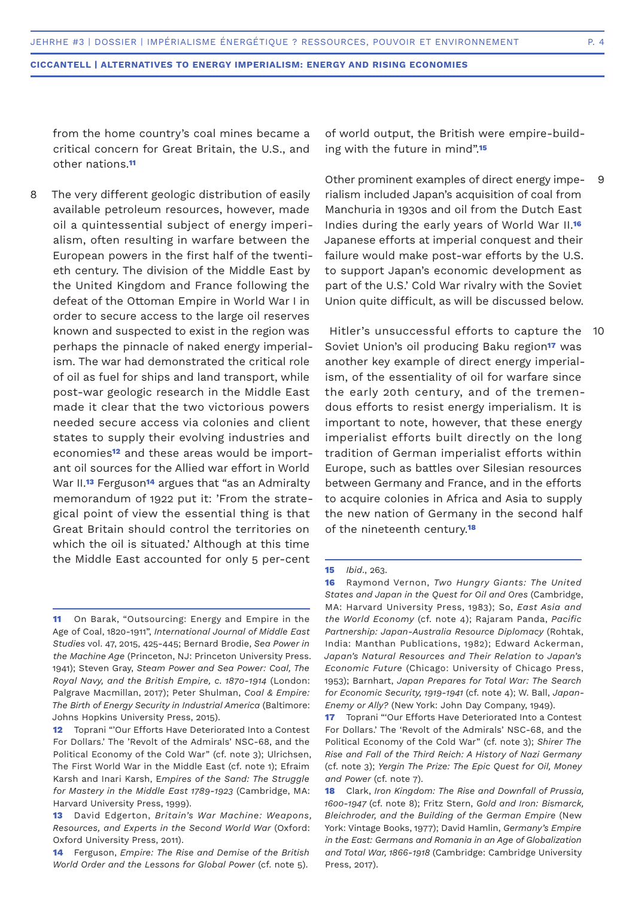from the home country's coal mines became a critical concern for Great Britain, the U.S., and other nations.[11]

8 The very different geologic distribution of easily available petroleum resources, however, made oil a quintessential subject of energy imperialism, often resulting in warfare between the European powers in the first half of the twentieth century. The division of the Middle East by the United Kingdom and France following the defeat of the Ottoman Empire in World War I in order to secure access to the large oil reserves known and suspected to exist in the region was perhaps the pinnacle of naked energy imperialism. The war had demonstrated the critical role of oil as fuel for ships and land transport, while post-war geologic research in the Middle East made it clear that the two victorious powers needed secure access via colonies and client states to supply their evolving industries and economies[12] and these areas would be important oil sources for the Allied war effort in World War II.[13] Ferguson[14] argues that "as an Admiralty memorandum of 1922 put it: 'From the strategical point of view the essential thing is that Great Britain should control the territories on which the oil is situated.' Although at this time the Middle East accounted for only 5 per-cent of world output, the British were empire-building with the future in mind".[15]

9 Other prominent examples of direct energy imperialism included Japan's acquisition of coal from Manchuria in 1930s and oil from the Dutch East Indies during the early years of World War II.[16] Japanese efforts at imperial conquest and their failure would make post-war efforts by the U.S. to support Japan's economic development as part of the U.S.' Cold War rivalry with the Soviet Union quite difficult, as will be discussed below.

10 Hitler's unsuccessful efforts to capture the Soviet Union's oil producing Baku region[17] was another key example of direct energy imperialism, of the essentiality of oil for warfare since the early 20th century, and of the tremendous efforts to resist energy imperialism. It is important to note, however, that these energy imperialist efforts built directly on the long tradition of German imperialist efforts within Europe, such as battles over Silesian resources between Germany and France, and in the efforts to acquire colonies in Africa and Asia to supply the new nation of Germany in the second half of the nineteenth century.[18]

---

**11** On Barak, "Outsourcing: Energy and Empire in the Age of Coal, 1820-1911", *International Journal of Middle East Studies* vol. 47, 2015, 425-445; Bernard Brodie, *Sea Power in the Machine Age* (Princeton, NJ: Princeton University Press. 1941); Steven Gray, *Steam Power and Sea Power: Coal, The Royal Navy, and the British Empire, c. 1870-1914* (London: Palgrave Macmillan, 2017); Peter Shulman, *Coal & Empire: The Birth of Energy Security in Industrial America* (Baltimore: Johns Hopkins University Press, 2015).

**12** Toprani "'Our Efforts Have Deteriorated Into a Contest For Dollars.' The 'Revolt of the Admirals' NSC-68, and the Political Economy of the Cold War" (cf. note 3); Ulrichsen, The First World War in the Middle East (cf. note 1); Efraim Karsh and Inari Karsh, *Empires of the Sand: The Struggle for Mastery in the Middle East 1789-1923* (Cambridge, MA: Harvard University Press, 1999).

**13** David Edgerton, *Britain's War Machine: Weapons, Resources, and Experts in the Second World War* (Oxford: Oxford University Press, 2011).

**14** Ferguson, *Empire: The Rise and Demise of the British World Order and the Lessons for Global Power* (cf. note 5).

**15** *Ibid*., 263.

**16** Raymond Vernon, *Two Hungry Giants: The United States and Japan in the Quest for Oil and Ores* (Cambridge, MA: Harvard University Press, 1983); So, *East Asia and the World Economy* (cf. note 4); Rajaram Panda, *Pacific Partnership: Japan-Australia Resource Diplomacy* (Rohtak, India: Manthan Publications, 1982); Edward Ackerman, *Japan's Natural Resources and Their Relation to Japan's Economic Future* (Chicago: University of Chicago Press, 1953); Barnhart, *Japan Prepares for Total War: The Search for Economic Security, 1919-1941* (cf. note 4); W. Ball, *Japan-Enemy or Ally?* (New York: John Day Company, 1949).

**17** Toprani "'Our Efforts Have Deteriorated Into a Contest For Dollars.' The 'Revolt of the Admirals' NSC-68, and the Political Economy of the Cold War" (cf. note 3); *Shirer The Rise and Fall of the Third Reich: A History of Nazi Germany* (cf. note 3); *Yergin The Prize: The Epic Quest for Oil, Money and Power* (cf. note 7).

**18** Clark, *Iron Kingdom: The Rise and Downfall of Prussia, 1600-1947* (cf. note 8); Fritz Stern, *Gold and Iron: Bismarck, Bleichroder, and the Building of the German Empire* (New York: Vintage Books, 1977); David Hamlin, *Germany's Empire in the East: Germans and Romania in an Age of Globalization and Total War, 1866-1918* (Cambridge: Cambridge University Press, 2017).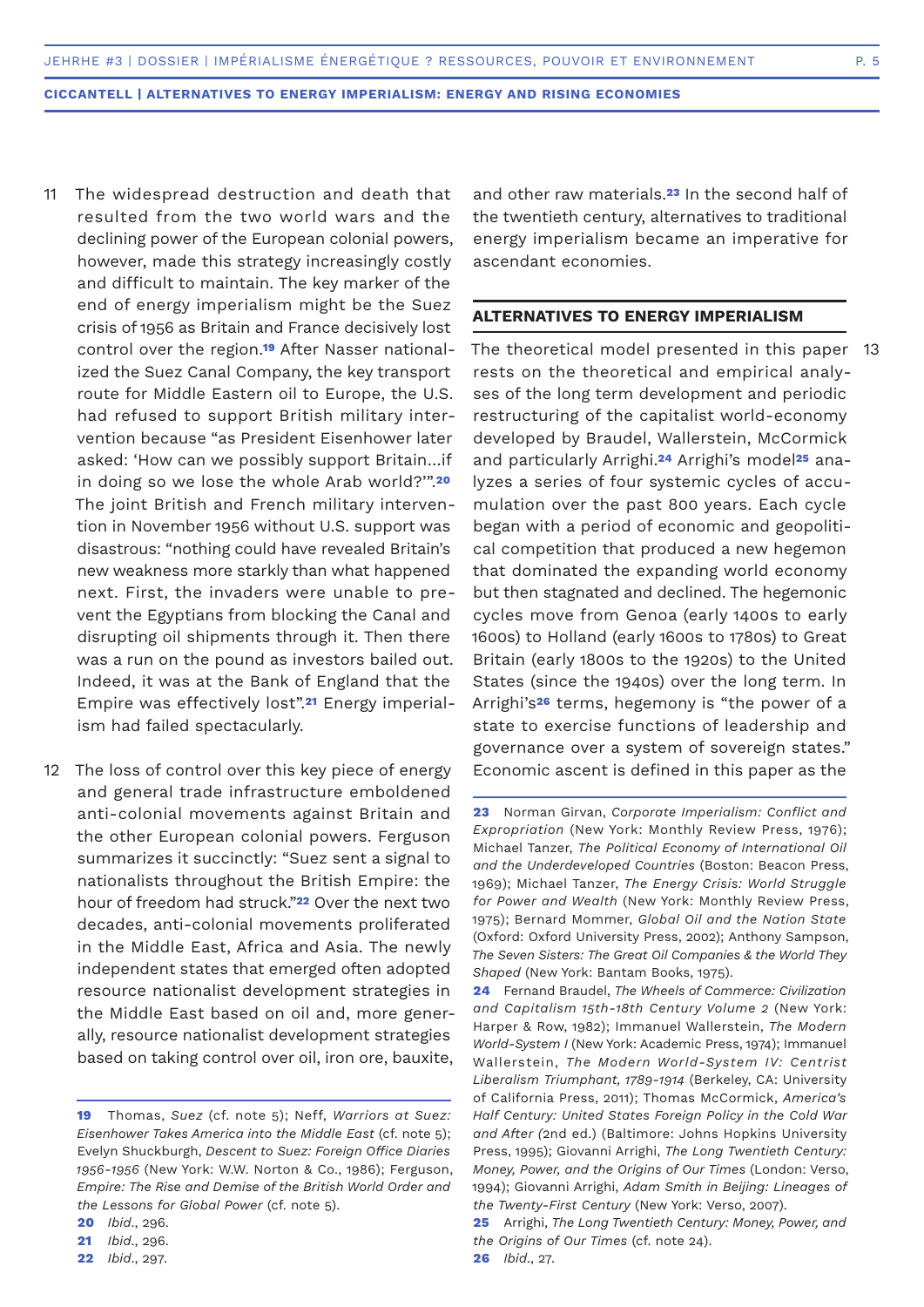11 The widespread destruction and death that resulted from the two world wars and the declining power of the European colonial powers, however, made this strategy increasingly costly and difficult to maintain. The key marker of the end of energy imperialism might be the Suez crisis of 1956 as Britain and France decisively lost control over the region.[19] After Nasser nationalized the Suez Canal Company, the key transport route for Middle Eastern oil to Europe, the U.S. had refused to support British military intervention because "as President Eisenhower later asked: 'How can we possibly support Britain…if in doing so we lose the whole Arab world?'".[20] The joint British and French military intervention in November 1956 without U.S. support was disastrous: "nothing could have revealed Britain's new weakness more starkly than what happened next. First, the invaders were unable to prevent the Egyptians from blocking the Canal and disrupting oil shipments through it. Then there was a run on the pound as investors bailed out. Indeed, it was at the Bank of England that the Empire was effectively lost".[21] Energy imperialism had failed spectacularly.

12 The loss of control over this key piece of energy and general trade infrastructure emboldened anti-colonial movements against Britain and the other European colonial powers. Ferguson summarizes it succinctly: "Suez sent a signal to nationalists throughout the British Empire: the hour of freedom had struck."[22] Over the next two decades, anti-colonial movements proliferated in the Middle East, Africa and Asia. The newly independent states that emerged often adopted resource nationalist development strategies in the Middle East based on oil and, more generally, resource nationalist development strategies based on taking control over oil, iron ore, bauxite, and other raw materials.[23] In the second half of the twentieth century, alternatives to traditional energy imperialism became an imperative for ascendant economies.

## ALTERNATIVES TO ENERGY IMPERIALISM

13 The theoretical model presented in this paper rests on the theoretical and empirical analyses of the long term development and periodic restructuring of the capitalist world-economy developed by Braudel, Wallerstein, McCormick and particularly Arrighi.[24] Arrighi's model[25] analyzes a series of four systemic cycles of accumulation over the past 800 years. Each cycle began with a period of economic and geopolitical competition that produced a new hegemon that dominated the expanding world economy but then stagnated and declined. The hegemonic cycles move from Genoa (early 1400s to early 1600s) to Holland (early 1600s to 1780s) to Great Britain (early 1800s to the 1920s) to the United States (since the 1940s) over the long term. In Arrighi's[26] terms, hegemony is "the power of a state to exercise functions of leadership and governance over a system of sovereign states." Economic ascent is defined in this paper as the

---

**19** Thomas, *Suez* (cf. note 5); Neff, *Warriors at Suez: Eisenhower Takes America into the Middle East* (cf. note 5); Evelyn Shuckburgh, *Descent to Suez: Foreign Office Diaries 1956-1956* (New York: W.W. Norton & Co., 1986); Ferguson, *Empire: The Rise and Demise of the British World Order and the Lessons for Global Power* (cf. note 5).

**20** *Ibid.*, 296.

**21** *Ibid.*, 296.

**22** *Ibid.*, 297.

**23** Norman Girvan, *Corporate Imperialism: Conflict and Expropriation* (New York: Monthly Review Press, 1976); Michael Tanzer, *The Political Economy of International Oil and the Underdeveloped Countries* (Boston: Beacon Press, 1969); Michael Tanzer, *The Energy Crisis: World Struggle for Power and Wealth* (New York: Monthly Review Press, 1975); Bernard Mommer, *Global Oil and the Nation State* (Oxford: Oxford University Press, 2002); Anthony Sampson, *The Seven Sisters: The Great Oil Companies & the World They Shaped* (New York: Bantam Books, 1975).

**24** Fernand Braudel, *The Wheels of Commerce: Civilization and Capitalism 15th-18th Century Volume 2* (New York: Harper & Row, 1982); Immanuel Wallerstein, *The Modern World-System I* (New York: Academic Press, 1974); Immanuel Wallerstein, *The Modern World-System IV: Centrist Liberalism Triumphant, 1789-1914* (Berkeley, CA: University of California Press, 2011); Thomas McCormick, *America's Half Century: United States Foreign Policy in the Cold War and After (*2nd ed.) (Baltimore: Johns Hopkins University Press, 1995); Giovanni Arrighi, *The Long Twentieth Century: Money, Power, and the Origins of Our Times* (London: Verso, 1994); Giovanni Arrighi, *Adam Smith in Beijing: Lineages of the Twenty-First Century* (New York: Verso, 2007).

**25** Arrighi, *The Long Twentieth Century: Money, Power, and the Origins of Our Times* (cf. note 24).

**26** *Ibid.*, 27.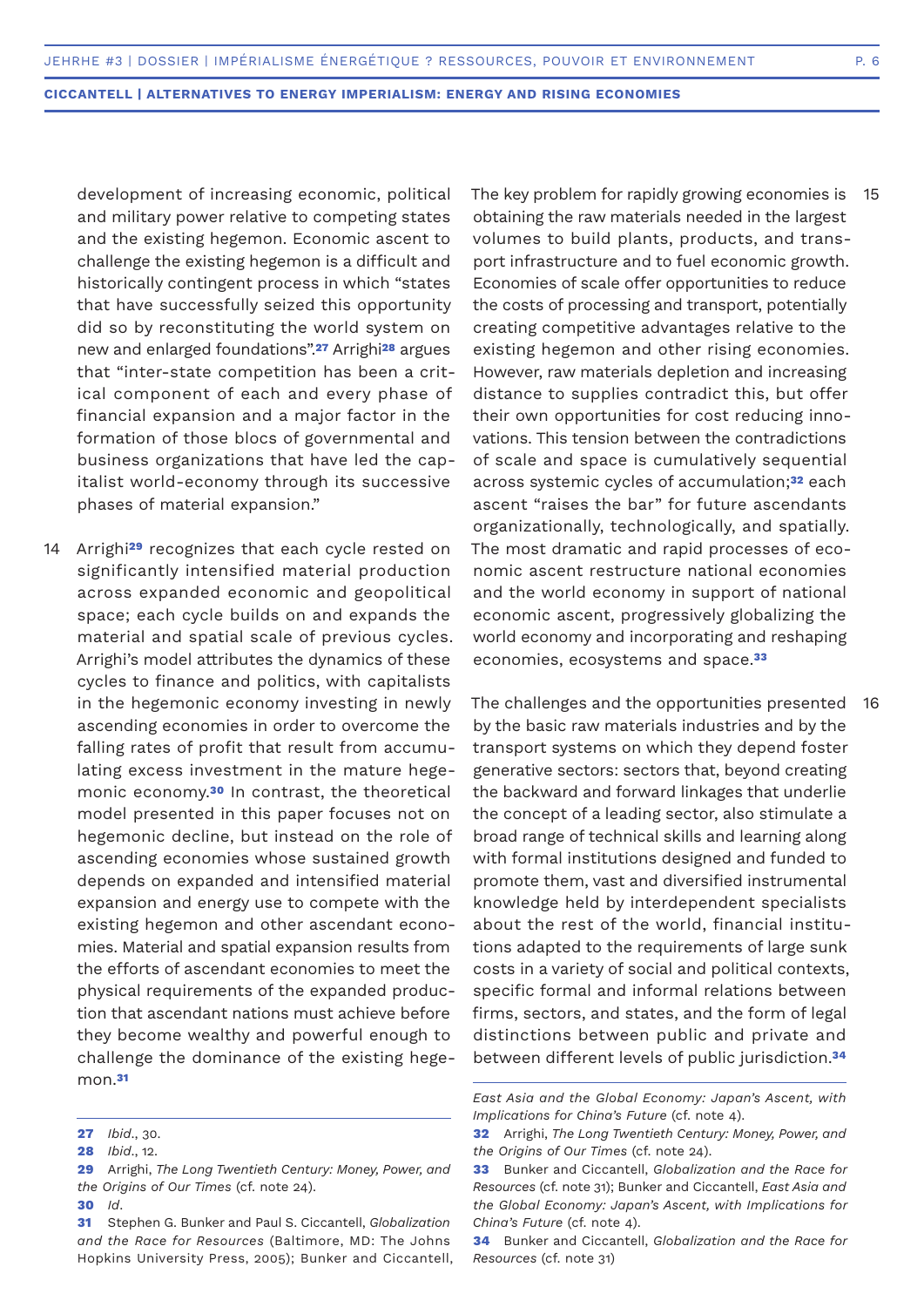development of increasing economic, political and military power relative to competing states and the existing hegemon. Economic ascent to challenge the existing hegemon is a difficult and historically contingent process in which "states that have successfully seized this opportunity did so by reconstituting the world system on new and enlarged foundations".[27] Arrighi[28] argues that "inter-state competition has been a critical component of each and every phase of financial expansion and a major factor in the formation of those blocs of governmental and business organizations that have led the capitalist world-economy through its successive phases of material expansion."

14 Arrighi[29] recognizes that each cycle rested on significantly intensified material production across expanded economic and geopolitical space; each cycle builds on and expands the material and spatial scale of previous cycles. Arrighi's model attributes the dynamics of these cycles to finance and politics, with capitalists in the hegemonic economy investing in newly ascending economies in order to overcome the falling rates of profit that result from accumulating excess investment in the mature hegemonic economy.[30] In contrast, the theoretical model presented in this paper focuses not on hegemonic decline, but instead on the role of ascending economies whose sustained growth depends on expanded and intensified material expansion and energy use to compete with the existing hegemon and other ascendant economies. Material and spatial expansion results from the efforts of ascendant economies to meet the physical requirements of the expanded production that ascendant nations must achieve before they become wealthy and powerful enough to challenge the dominance of the existing hegemon.[31]

15 The key problem for rapidly growing economies is obtaining the raw materials needed in the largest volumes to build plants, products, and transport infrastructure and to fuel economic growth. Economies of scale offer opportunities to reduce the costs of processing and transport, potentially creating competitive advantages relative to the existing hegemon and other rising economies. However, raw materials depletion and increasing distance to supplies contradict this, but offer their own opportunities for cost reducing innovations. This tension between the contradictions of scale and space is cumulatively sequential across systemic cycles of accumulation;[32] each ascent "raises the bar" for future ascendants organizationally, technologically, and spatially. The most dramatic and rapid processes of economic ascent restructure national economies and the world economy in support of national economic ascent, progressively globalizing the world economy and incorporating and reshaping economies, ecosystems and space.[33]

16 The challenges and the opportunities presented by the basic raw materials industries and by the transport systems on which they depend foster generative sectors: sectors that, beyond creating the backward and forward linkages that underlie the concept of a leading sector, also stimulate a broad range of technical skills and learning along with formal institutions designed and funded to promote them, vast and diversified instrumental knowledge held by interdependent specialists about the rest of the world, financial institutions adapted to the requirements of large sunk costs in a variety of social and political contexts, specific formal and informal relations between firms, sectors, and states, and the form of legal distinctions between public and private and between different levels of public jurisdiction.[34]

---

**27** *Ibid.*, 30.

**28** *Ibid.*, 12.

**29** Arrighi, *The Long Twentieth Century: Money, Power, and the Origins of Our Times* (cf. note 24).

**30** *Id*.

**31** Stephen G. Bunker and Paul S. Ciccantell, *Globalization and the Race for Resources* (Baltimore, MD: The Johns Hopkins University Press, 2005); Bunker and Ciccantell, *East Asia and the Global Economy: Japan's Ascent, with Implications for China's Future* (cf. note 4).

**32** Arrighi, *The Long Twentieth Century: Money, Power, and the Origins of Our Times* (cf. note 24).

**33** Bunker and Ciccantell, *Globalization and the Race for Resources* (cf. note 31); Bunker and Ciccantell, *East Asia and the Global Economy: Japan's Ascent, with Implications for China's Future* (cf. note 4).

**34** Bunker and Ciccantell, *Globalization and the Race for Resources* (cf. note 31)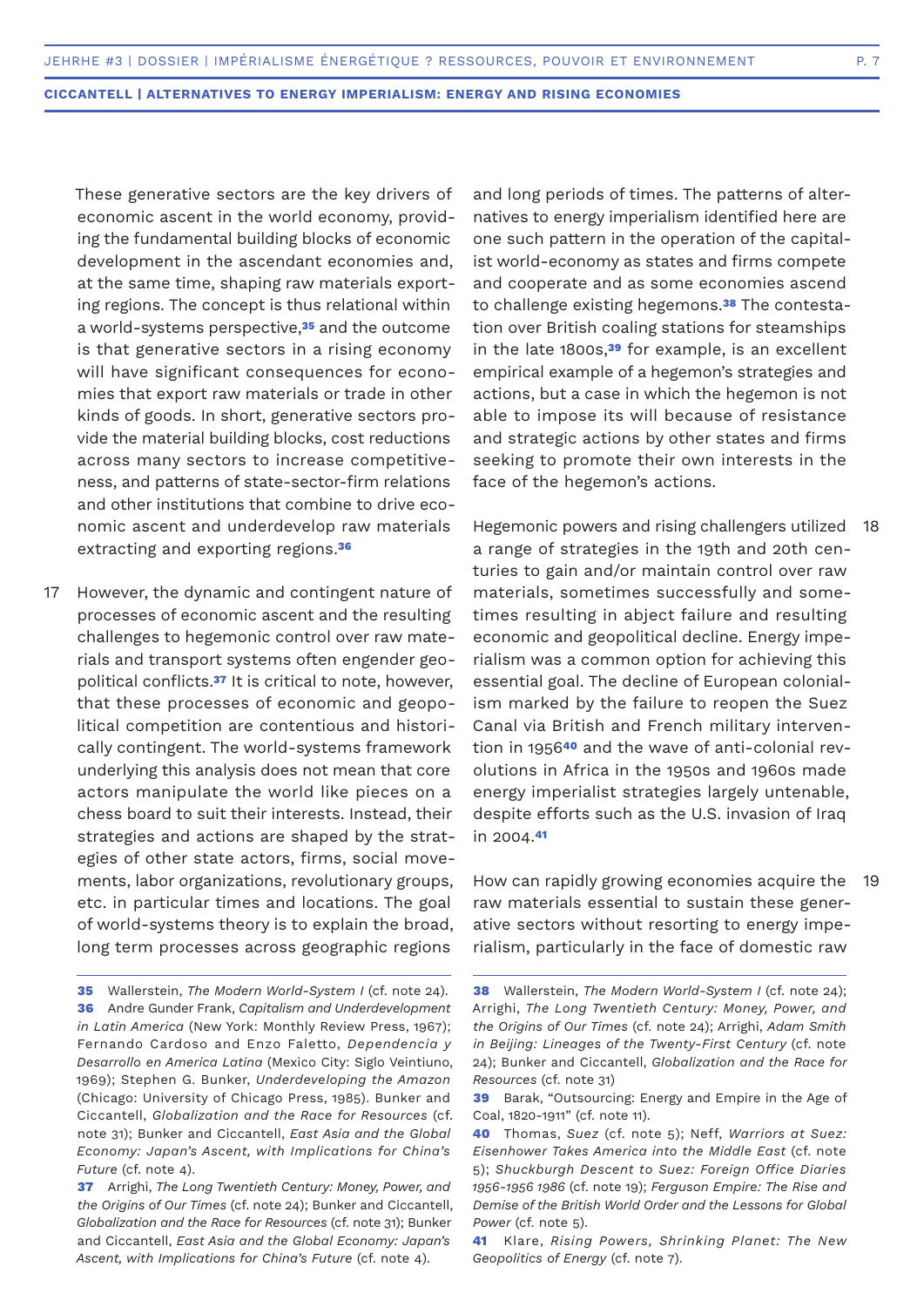These generative sectors are the key drivers of economic ascent in the world economy, providing the fundamental building blocks of economic development in the ascendant economies and, at the same time, shaping raw materials exporting regions. The concept is thus relational within a world-systems perspective,[35] and the outcome is that generative sectors in a rising economy will have significant consequences for economies that export raw materials or trade in other kinds of goods. In short, generative sectors provide the material building blocks, cost reductions across many sectors to increase competitiveness, and patterns of state-sector-firm relations and other institutions that combine to drive economic ascent and underdevelop raw materials extracting and exporting regions.[36]

17 However, the dynamic and contingent nature of processes of economic ascent and the resulting challenges to hegemonic control over raw materials and transport systems often engender geopolitical conflicts.[37] It is critical to note, however, that these processes of economic and geopolitical competition are contentious and historically contingent. The world-systems framework underlying this analysis does not mean that core actors manipulate the world like pieces on a chess board to suit their interests. Instead, their strategies and actions are shaped by the strategies of other state actors, firms, social movements, labor organizations, revolutionary groups, etc. in particular times and locations. The goal of world-systems theory is to explain the broad, long term processes across geographic regions and long periods of times. The patterns of alternatives to energy imperialism identified here are one such pattern in the operation of the capitalist world-economy as states and firms compete and cooperate and as some economies ascend to challenge existing hegemons.[38] The contestation over British coaling stations for steamships in the late 1800s,[39] for example, is an excellent empirical example of a hegemon's strategies and actions, but a case in which the hegemon is not able to impose its will because of resistance and strategic actions by other states and firms seeking to promote their own interests in the face of the hegemon's actions.

18 Hegemonic powers and rising challengers utilized a range of strategies in the 19th and 20th centuries to gain and/or maintain control over raw materials, sometimes successfully and sometimes resulting in abject failure and resulting economic and geopolitical decline. Energy imperialism was a common option for achieving this essential goal. The decline of European colonialism marked by the failure to reopen the Suez Canal via British and French military intervention in 1956[40] and the wave of anti-colonial revolutions in Africa in the 1950s and 1960s made energy imperialist strategies largely untenable, despite efforts such as the U.S. invasion of Iraq in 2004.[41]

19 How can rapidly growing economies acquire the raw materials essential to sustain these generative sectors without resorting to energy imperialism, particularly in the face of domestic raw

---

**35** Wallerstein, *The Modern World-System I* (cf. note 24).

**36** Andre Gunder Frank, *Capitalism and Underdevelopment in Latin America* (New York: Monthly Review Press, 1967); Fernando Cardoso and Enzo Faletto, *Dependencia y Desarrollo en America Latina* (Mexico City: Siglo Veintiuno, 1969); Stephen G. Bunker, *Underdeveloping the Amazon* (Chicago: University of Chicago Press, 1985). Bunker and Ciccantell, *Globalization and the Race for Resources* (cf. note 31); Bunker and Ciccantell, *East Asia and the Global Economy: Japan's Ascent, with Implications for China's Future* (cf. note 4).

**37** Arrighi, *The Long Twentieth Century: Money, Power, and the Origins of Our Times* (cf. note 24); Bunker and Ciccantell, *Globalization and the Race for Resources* (cf. note 31); Bunker and Ciccantell, *East Asia and the Global Economy: Japan's Ascent, with Implications for China's Future* (cf. note 4).

**38** Wallerstein, *The Modern World-System I* (cf. note 24); Arrighi, *The Long Twentieth Century: Money, Power, and the Origins of Our Times* (cf. note 24); Arrighi, *Adam Smith in Beijing: Lineages of the Twenty-First Century* (cf. note 24); Bunker and Ciccantell, *Globalization and the Race for Resources* (cf. note 31)

**39** Barak, "Outsourcing: Energy and Empire in the Age of Coal, 1820-1911" (cf. note 11).

**40** Thomas, *Suez* (cf. note 5); Neff, *Warriors at Suez: Eisenhower Takes America into the Middle East* (cf. note 5); *Shuckburgh Descent to Suez: Foreign Office Diaries 1956-1956 1986* (cf. note 19); *Ferguson Empire: The Rise and Demise of the British World Order and the Lessons for Global Power* (cf. note 5).

**41** Klare, *Rising Powers, Shrinking Planet: The New Geopolitics of Energy* (cf. note 7).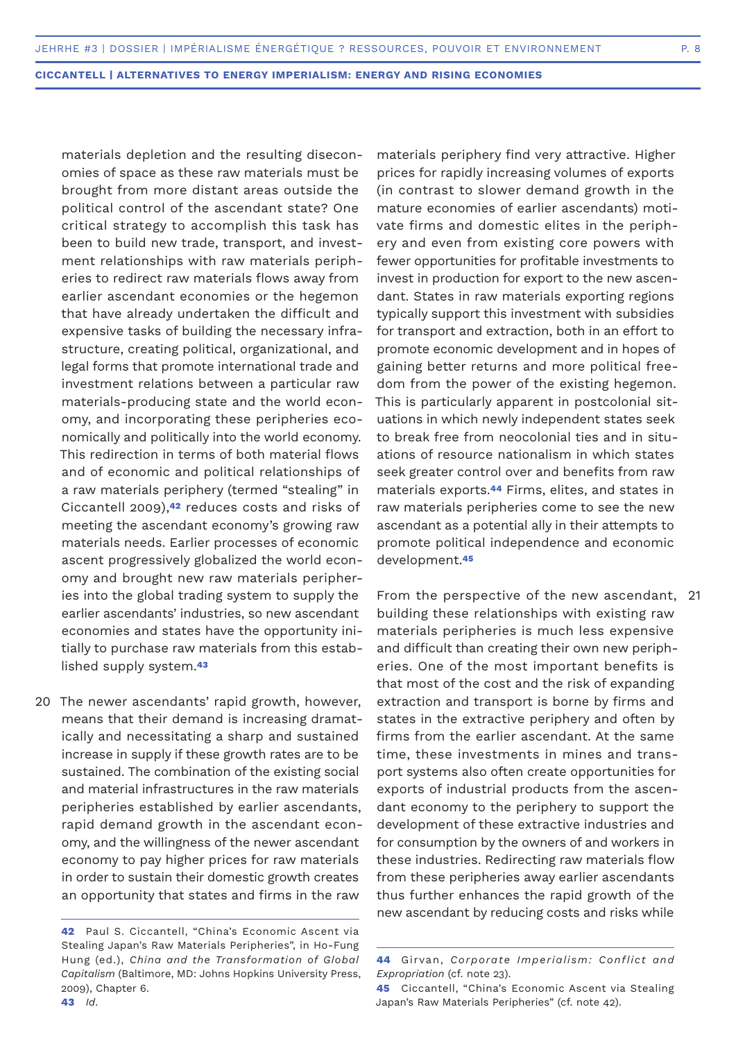materials depletion and the resulting diseconomies of space as these raw materials must be brought from more distant areas outside the political control of the ascendant state? One critical strategy to accomplish this task has been to build new trade, transport, and investment relationships with raw materials peripheries to redirect raw materials flows away from earlier ascendant economies or the hegemon that have already undertaken the difficult and expensive tasks of building the necessary infrastructure, creating political, organizational, and legal forms that promote international trade and investment relations between a particular raw materials-producing state and the world economy, and incorporating these peripheries economically and politically into the world economy. This redirection in terms of both material flows and of economic and political relationships of a raw materials periphery (termed "stealing" in Ciccantell 2009),[42] reduces costs and risks of meeting the ascendant economy's growing raw materials needs. Earlier processes of economic ascent progressively globalized the world economy and brought new raw materials peripheries into the global trading system to supply the earlier ascendants' industries, so new ascendant economies and states have the opportunity initially to purchase raw materials from this established supply system.[43]

20 The newer ascendants' rapid growth, however, means that their demand is increasing dramatically and necessitating a sharp and sustained increase in supply if these growth rates are to be sustained. The combination of the existing social and material infrastructures in the raw materials peripheries established by earlier ascendants, rapid demand growth in the ascendant economy, and the willingness of the newer ascendant economy to pay higher prices for raw materials in order to sustain their domestic growth creates an opportunity that states and firms in the raw materials periphery find very attractive. Higher prices for rapidly increasing volumes of exports (in contrast to slower demand growth in the mature economies of earlier ascendants) motivate firms and domestic elites in the periphery and even from existing core powers with fewer opportunities for profitable investments to invest in production for export to the new ascendant. States in raw materials exporting regions typically support this investment with subsidies for transport and extraction, both in an effort to promote economic development and in hopes of gaining better returns and more political freedom from the power of the existing hegemon. This is particularly apparent in postcolonial situations in which newly independent states seek to break free from neocolonial ties and in situations of resource nationalism in which states seek greater control over and benefits from raw materials exports.[44] Firms, elites, and states in raw materials peripheries come to see the new ascendant as a potential ally in their attempts to promote political independence and economic development.[45]

21 From the perspective of the new ascendant, building these relationships with existing raw materials peripheries is much less expensive and difficult than creating their own new peripheries. One of the most important benefits is that most of the cost and the risk of expanding extraction and transport is borne by firms and states in the extractive periphery and often by firms from the earlier ascendant. At the same time, these investments in mines and transport systems also often create opportunities for exports of industrial products from the ascendant economy to the periphery to support the development of these extractive industries and for consumption by the owners of and workers in these industries. Redirecting raw materials flow from these peripheries away earlier ascendants thus further enhances the rapid growth of the new ascendant by reducing costs and risks while

---

42 Paul S. Ciccantell, "China's Economic Ascent via Stealing Japan's Raw Materials Peripheries", in Ho-Fung Hung (ed.), *China and the Transformation of Global Capitalism* (Baltimore, MD: Johns Hopkins University Press, 2009), Chapter 6.

43 *Id.*

44 Girvan, *Corporate Imperialism: Conflict and Expropriation* (cf. note 23).

45 Ciccantell, "China's Economic Ascent via Stealing Japan's Raw Materials Peripheries" (cf. note 42).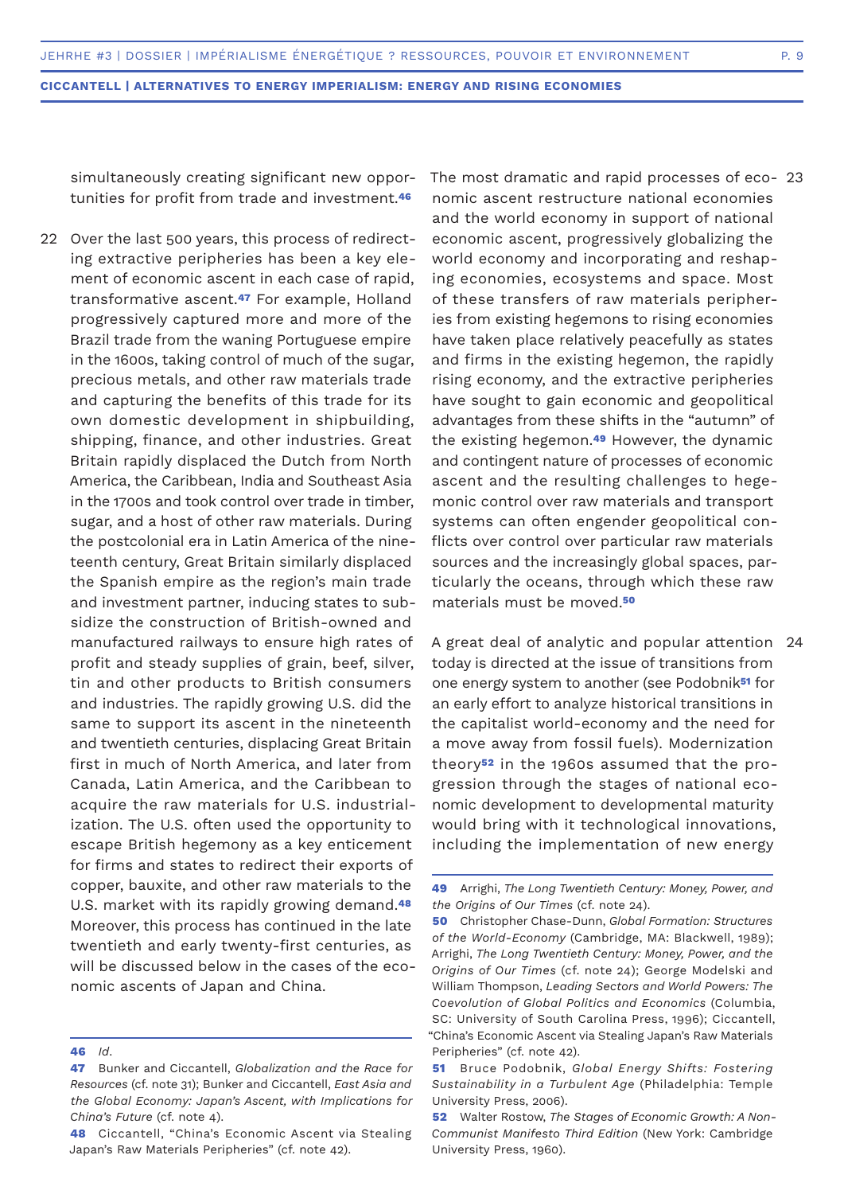simultaneously creating significant new opportunities for profit from trade and investment.[46]

22 Over the last 500 years, this process of redirecting extractive peripheries has been a key element of economic ascent in each case of rapid, transformative ascent.[47] For example, Holland progressively captured more and more of the Brazil trade from the waning Portuguese empire in the 1600s, taking control of much of the sugar, precious metals, and other raw materials trade and capturing the benefits of this trade for its own domestic development in shipbuilding, shipping, finance, and other industries. Great Britain rapidly displaced the Dutch from North America, the Caribbean, India and Southeast Asia in the 1700s and took control over trade in timber, sugar, and a host of other raw materials. During the postcolonial era in Latin America of the nineteenth century, Great Britain similarly displaced the Spanish empire as the region's main trade and investment partner, inducing states to subsidize the construction of British-owned and manufactured railways to ensure high rates of profit and steady supplies of grain, beef, silver, tin and other products to British consumers and industries. The rapidly growing U.S. did the same to support its ascent in the nineteenth and twentieth centuries, displacing Great Britain first in much of North America, and later from Canada, Latin America, and the Caribbean to acquire the raw materials for U.S. industrialization. The U.S. often used the opportunity to escape British hegemony as a key enticement for firms and states to redirect their exports of copper, bauxite, and other raw materials to the U.S. market with its rapidly growing demand.[48] Moreover, this process has continued in the late twentieth and early twenty-first centuries, as will be discussed below in the cases of the economic ascents of Japan and China.

23 The most dramatic and rapid processes of economic ascent restructure national economies and the world economy in support of national economic ascent, progressively globalizing the world economy and incorporating and reshaping economies, ecosystems and space. Most of these transfers of raw materials peripheries from existing hegemons to rising economies have taken place relatively peacefully as states and firms in the existing hegemon, the rapidly rising economy, and the extractive peripheries have sought to gain economic and geopolitical advantages from these shifts in the "autumn" of the existing hegemon.[49] However, the dynamic and contingent nature of processes of economic ascent and the resulting challenges to hegemonic control over raw materials and transport systems can often engender geopolitical conflicts over control over particular raw materials sources and the increasingly global spaces, particularly the oceans, through which these raw materials must be moved.[50]

24 A great deal of analytic and popular attention today is directed at the issue of transitions from one energy system to another (see Podobnik[51] for an early effort to analyze historical transitions in the capitalist world-economy and the need for a move away from fossil fuels). Modernization theory[52] in the 1960s assumed that the progression through the stages of national economic development to developmental maturity would bring with it technological innovations, including the implementation of new energy

---

**46** *Id.*

**47** Bunker and Ciccantell, *Globalization and the Race for Resources* (cf. note 31); Bunker and Ciccantell, *East Asia and the Global Economy: Japan's Ascent, with Implications for China's Future* (cf. note 4).

**48** Ciccantell, "China's Economic Ascent via Stealing Japan's Raw Materials Peripheries" (cf. note 42).

**49** Arrighi, *The Long Twentieth Century: Money, Power, and the Origins of Our Times* (cf. note 24).

**50** Christopher Chase-Dunn, *Global Formation: Structures of the World-Economy* (Cambridge, MA: Blackwell, 1989); Arrighi, *The Long Twentieth Century: Money, Power, and the Origins of Our Times* (cf. note 24); George Modelski and William Thompson, *Leading Sectors and World Powers: The Coevolution of Global Politics and Economics* (Columbia, SC: University of South Carolina Press, 1996); Ciccantell, "China's Economic Ascent via Stealing Japan's Raw Materials Peripheries" (cf. note 42).

**51** Bruce Podobnik, *Global Energy Shifts: Fostering Sustainability in a Turbulent Age* (Philadelphia: Temple University Press, 2006).

**52** Walter Rostow, *The Stages of Economic Growth: A Non-Communist Manifesto Third Edition* (New York: Cambridge University Press, 1960).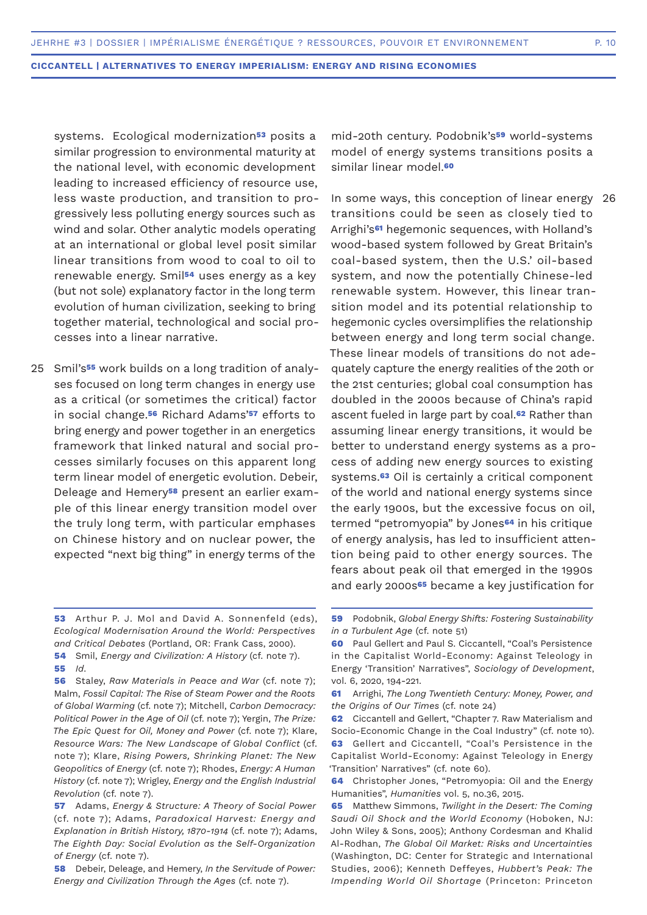systems. Ecological modernization[53] posits a similar progression to environmental maturity at the national level, with economic development leading to increased efficiency of resource use, less waste production, and transition to progressively less polluting energy sources such as wind and solar. Other analytic models operating at an international or global level posit similar linear transitions from wood to coal to oil to renewable energy. Smil[54] uses energy as a key (but not sole) explanatory factor in the long term evolution of human civilization, seeking to bring together material, technological and social processes into a linear narrative.

25 Smil's[55] work builds on a long tradition of analyses focused on long term changes in energy use as a critical (or sometimes the critical) factor in social change.[56] Richard Adams'[57] efforts to bring energy and power together in an energetics framework that linked natural and social processes similarly focuses on this apparent long term linear model of energetic evolution. Debeir, Deleage and Hemery[58] present an earlier example of this linear energy transition model over the truly long term, with particular emphases on Chinese history and on nuclear power, the expected "next big thing" in energy terms of the mid-20th century. Podobnik's[59] world-systems model of energy systems transitions posits a similar linear model.[60]

26 In some ways, this conception of linear energy transitions could be seen as closely tied to Arrighi's[61] hegemonic sequences, with Holland's wood-based system followed by Great Britain's coal-based system, then the U.S.' oil-based system, and now the potentially Chinese-led renewable system. However, this linear transition model and its potential relationship to hegemonic cycles oversimplifies the relationship between energy and long term social change. These linear models of transitions do not adequately capture the energy realities of the 20th or the 21st centuries; global coal consumption has doubled in the 2000s because of China's rapid ascent fueled in large part by coal.[62] Rather than assuming linear energy transitions, it would be better to understand energy systems as a process of adding new energy sources to existing systems.[63] Oil is certainly a critical component of the world and national energy systems since the early 1900s, but the excessive focus on oil, termed "petromyopia" by Jones[64] in his critique of energy analysis, has led to insufficient attention being paid to other energy sources. The fears about peak oil that emerged in the 1990s and early 2000s[65] became a key justification for

---

**53** Arthur P. J. Mol and David A. Sonnenfeld (eds), *Ecological Modernisation Around the World: Perspectives and Critical Debates* (Portland, OR: Frank Cass, 2000).

**54** Smil, *Energy and Civilization: A History* (cf. note 7).

**55** *Id.*

**56** Staley, *Raw Materials in Peace and War* (cf. note 7); Malm, *Fossil Capital: The Rise of Steam Power and the Roots of Global Warming* (cf. note 7); Mitchell, *Carbon Democracy: Political Power in the Age of Oil* (cf. note 7); Yergin, *The Prize: The Epic Quest for Oil, Money and Power* (cf. note 7); Klare, *Resource Wars: The New Landscape of Global Conflict* (cf. note 7); Klare, *Rising Powers, Shrinking Planet: The New Geopolitics of Energy* (cf. note 7); Rhodes, *Energy: A Human History* (cf. note 7); Wrigley, *Energy and the English Industrial Revolution* (cf. note 7).

**57** Adams, *Energy & Structure: A Theory of Social Power* (cf. note 7); Adams, *Paradoxical Harvest: Energy and Explanation in British History, 1870-1914* (cf. note 7); Adams, *The Eighth Day: Social Evolution as the Self-Organization of Energy* (cf. note 7).

**58** Debeir, Deleage, and Hemery, *In the Servitude of Power: Energy and Civilization Through the Ages* (cf. note 7).

**59** Podobnik, *Global Energy Shifts: Fostering Sustainability in a Turbulent Age* (cf. note 51)

**60** Paul Gellert and Paul S. Ciccantell, "Coal's Persistence in the Capitalist World-Economy: Against Teleology in Energy 'Transition' Narratives", *Sociology of Development*, vol. 6, 2020, 194-221.

**61** Arrighi, *The Long Twentieth Century: Money, Power, and the Origins of Our Times* (cf. note 24)

**62** Ciccantell and Gellert, "Chapter 7. Raw Materialism and Socio-Economic Change in the Coal Industry" (cf. note 10).

**63** Gellert and Ciccantell, "Coal's Persistence in the Capitalist World-Economy: Against Teleology in Energy 'Transition' Narratives" (cf. note 60).

**64** Christopher Jones, "Petromyopia: Oil and the Energy Humanities", *Humanities* vol. 5, no.36, 2015.

**65** Matthew Simmons, *Twilight in the Desert: The Coming Saudi Oil Shock and the World Economy* (Hoboken, NJ: John Wiley & Sons, 2005); Anthony Cordesman and Khalid Al-Rodhan, *The Global Oil Market: Risks and Uncertainties* (Washington, DC: Center for Strategic and International Studies, 2006); Kenneth Deffeyes, *Hubbert's Peak: The Impending World Oil Shortage* (Princeton: Princeton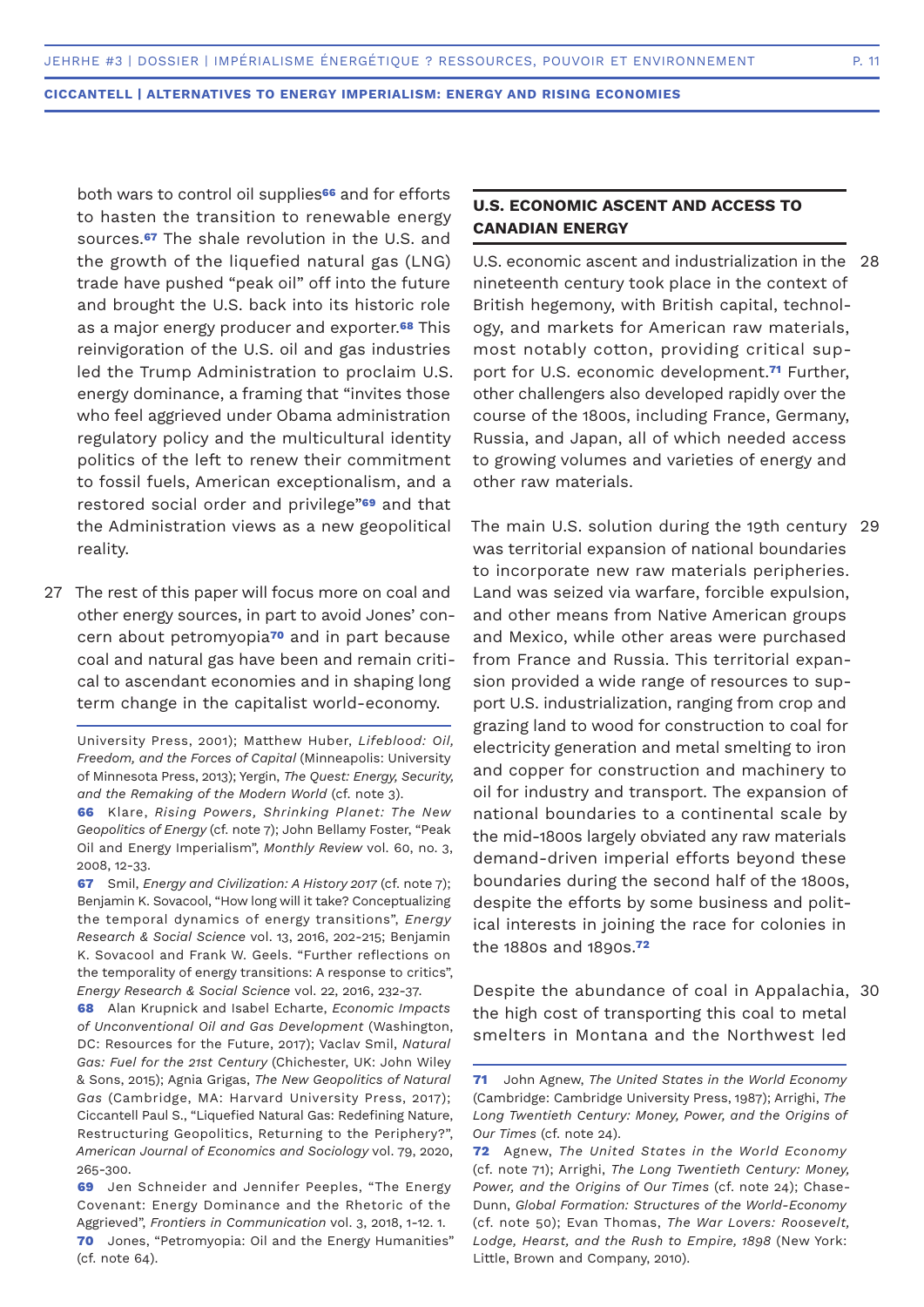both wars to control oil supplies[66] and for efforts to hasten the transition to renewable energy sources.[67] The shale revolution in the U.S. and the growth of the liquefied natural gas (LNG) trade have pushed "peak oil" off into the future and brought the U.S. back into its historic role as a major energy producer and exporter.[68] This reinvigoration of the U.S. oil and gas industries led the Trump Administration to proclaim U.S. energy dominance, a framing that "invites those who feel aggrieved under Obama administration regulatory policy and the multicultural identity politics of the left to renew their commitment to fossil fuels, American exceptionalism, and a restored social order and privilege"[69] and that the Administration views as a new geopolitical reality.

27 The rest of this paper will focus more on coal and other energy sources, in part to avoid Jones' concern about petromyopia[70] and in part because coal and natural gas have been and remain critical to ascendant economies and in shaping long term change in the capitalist world-economy.

## U.S. ECONOMIC ASCENT AND ACCESS TO CANADIAN ENERGY

28 U.S. economic ascent and industrialization in the nineteenth century took place in the context of British hegemony, with British capital, technology, and markets for American raw materials, most notably cotton, providing critical support for U.S. economic development.[71] Further, other challengers also developed rapidly over the course of the 1800s, including France, Germany, Russia, and Japan, all of which needed access to growing volumes and varieties of energy and other raw materials.

29 The main U.S. solution during the 19th century was territorial expansion of national boundaries to incorporate new raw materials peripheries. Land was seized via warfare, forcible expulsion, and other means from Native American groups and Mexico, while other areas were purchased from France and Russia. This territorial expansion provided a wide range of resources to support U.S. industrialization, ranging from crop and grazing land to wood for construction to coal for electricity generation and metal smelting to iron and copper for construction and machinery to oil for industry and transport. The expansion of national boundaries to a continental scale by the mid-1800s largely obviated any raw materials demand-driven imperial efforts beyond these boundaries during the second half of the 1800s, despite the efforts by some business and political interests in joining the race for colonies in the 1880s and 1890s.[72]

30 Despite the abundance of coal in Appalachia, the high cost of transporting this coal to metal smelters in Montana and the Northwest led

---

University Press, 2001); Matthew Huber, *Lifeblood: Oil, Freedom, and the Forces of Capital* (Minneapolis: University of Minnesota Press, 2013); Yergin, *The Quest: Energy, Security, and the Remaking of the Modern World* (cf. note 3).

**66** Klare, *Rising Powers, Shrinking Planet: The New Geopolitics of Energy* (cf. note 7); John Bellamy Foster, "Peak Oil and Energy Imperialism", *Monthly Review* vol. 60, no. 3, 2008, 12-33.

**67** Smil, *Energy and Civilization: A History 2017* (cf. note 7); Benjamin K. Sovacool, "How long will it take? Conceptualizing the temporal dynamics of energy transitions", *Energy Research & Social Science* vol. 13, 2016, 202-215; Benjamin K. Sovacool and Frank W. Geels. "Further reflections on the temporality of energy transitions: A response to critics", *Energy Research & Social Science* vol. 22, 2016, 232-37.

**68** Alan Krupnick and Isabel Echarte, *Economic Impacts of Unconventional Oil and Gas Development* (Washington, DC: Resources for the Future, 2017); Vaclav Smil, *Natural Gas: Fuel for the 21st Century* (Chichester, UK: John Wiley & Sons, 2015); Agnia Grigas, *The New Geopolitics of Natural Gas* (Cambridge, MA: Harvard University Press, 2017); Ciccantell Paul S., "Liquefied Natural Gas: Redefining Nature, Restructuring Geopolitics, Returning to the Periphery?", *American Journal of Economics and Sociology* vol. 79, 2020, 265-300.

**69** Jen Schneider and Jennifer Peeples, "The Energy Covenant: Energy Dominance and the Rhetoric of the Aggrieved", *Frontiers in Communication* vol. 3, 2018, 1-12. 1.

**70** Jones, "Petromyopia: Oil and the Energy Humanities" (cf. note 64).

**71** John Agnew, *The United States in the World Economy* (Cambridge: Cambridge University Press, 1987); Arrighi, *The Long Twentieth Century: Money, Power, and the Origins of Our Times* (cf. note 24).

**72** Agnew, *The United States in the World Economy* (cf. note 71); Arrighi, *The Long Twentieth Century: Money, Power, and the Origins of Our Times* (cf. note 24); Chase-Dunn, *Global Formation: Structures of the World-Economy* (cf. note 50); Evan Thomas, *The War Lovers: Roosevelt, Lodge, Hearst, and the Rush to Empire, 1898* (New York: Little, Brown and Company, 2010).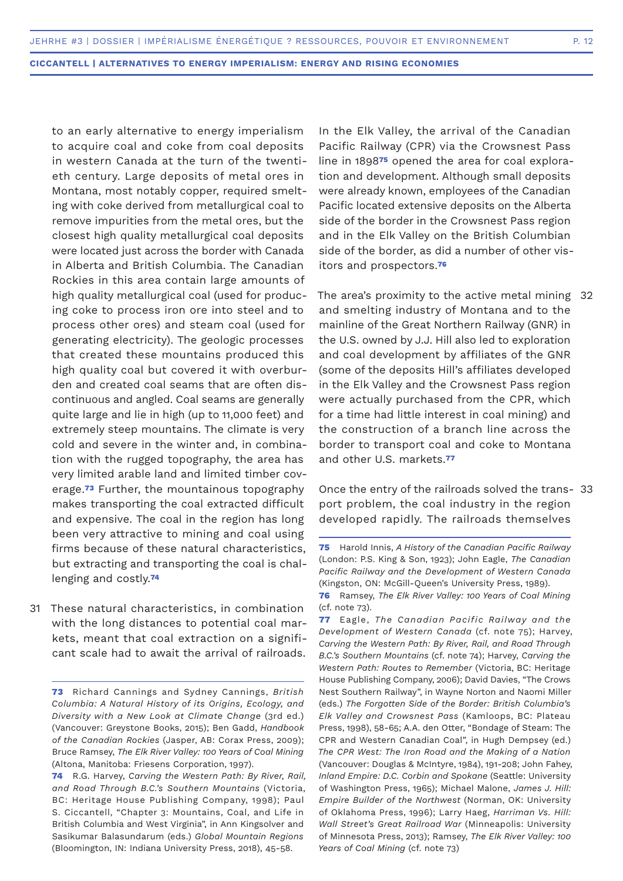to an early alternative to energy imperialism to acquire coal and coke from coal deposits in western Canada at the turn of the twentieth century. Large deposits of metal ores in Montana, most notably copper, required smelting with coke derived from metallurgical coal to remove impurities from the metal ores, but the closest high quality metallurgical coal deposits were located just across the border with Canada in Alberta and British Columbia. The Canadian Rockies in this area contain large amounts of high quality metallurgical coal (used for producing coke to process iron ore into steel and to process other ores) and steam coal (used for generating electricity). The geologic processes that created these mountains produced this high quality coal but covered it with overburden and created coal seams that are often discontinuous and angled. Coal seams are generally quite large and lie in high (up to 11,000 feet) and extremely steep mountains. The climate is very cold and severe in the winter and, in combination with the rugged topography, the area has very limited arable land and limited timber coverage.[73] Further, the mountainous topography makes transporting the coal extracted difficult and expensive. The coal in the region has long been very attractive to mining and coal using firms because of these natural characteristics, but extracting and transporting the coal is challenging and costly.[74]

31 These natural characteristics, in combination with the long distances to potential coal markets, meant that coal extraction on a significant scale had to await the arrival of railroads. In the Elk Valley, the arrival of the Canadian Pacific Railway (CPR) via the Crowsnest Pass line in 1898[75] opened the area for coal exploration and development. Although small deposits were already known, employees of the Canadian Pacific located extensive deposits on the Alberta side of the border in the Crowsnest Pass region and in the Elk Valley on the British Columbian side of the border, as did a number of other visitors and prospectors.[76]

32 The area's proximity to the active metal mining and smelting industry of Montana and to the mainline of the Great Northern Railway (GNR) in the U.S. owned by J.J. Hill also led to exploration and coal development by affiliates of the GNR (some of the deposits Hill's affiliates developed in the Elk Valley and the Crowsnest Pass region were actually purchased from the CPR, which for a time had little interest in coal mining) and the construction of a branch line across the border to transport coal and coke to Montana and other U.S. markets.[77]

33 Once the entry of the railroads solved the transport problem, the coal industry in the region developed rapidly. The railroads themselves

---

**73** Richard Cannings and Sydney Cannings, *British Columbia: A Natural History of its Origins, Ecology, and Diversity with a New Look at Climate Change* (3rd ed.) (Vancouver: Greystone Books, 2015); Ben Gadd, *Handbook of the Canadian Rockies* (Jasper, AB: Corax Press, 2009); Bruce Ramsey, *The Elk River Valley: 100 Years of Coal Mining* (Altona, Manitoba: Friesens Corporation, 1997).

**74** R.G. Harvey, *Carving the Western Path: By River, Rail, and Road Through B.C.'s Southern Mountains* (Victoria, BC: Heritage House Publishing Company, 1998); Paul S. Ciccantell, "Chapter 3: Mountains, Coal, and Life in British Columbia and West Virginia", in Ann Kingsolver and Sasikumar Balasundarum (eds.) *Global Mountain Regions* (Bloomington, IN: Indiana University Press, 2018), 45-58.

**75** Harold Innis, *A History of the Canadian Pacific Railway* (London: P.S. King & Son, 1923); John Eagle, *The Canadian Pacific Railway and the Development of Western Canada* (Kingston, ON: McGill-Queen's University Press, 1989).

**76** Ramsey, *The Elk River Valley: 100 Years of Coal Mining* (cf. note 73).

**77** Eagle, *The Canadian Pacific Railway and the Development of Western Canada* (cf. note 75); Harvey, *Carving the Western Path: By River, Rail, and Road Through B.C.'s Southern Mountains* (cf. note 74); Harvey, *Carving the Western Path: Routes to Remember* (Victoria, BC: Heritage House Publishing Company, 2006); David Davies, "The Crows Nest Southern Railway", in Wayne Norton and Naomi Miller (eds.) *The Forgotten Side of the Border: British Columbia's Elk Valley and Crowsnest Pass* (Kamloops, BC: Plateau Press, 1998), 58-65; A.A. den Otter, "Bondage of Steam: The CPR and Western Canadian Coal", in Hugh Dempsey (ed.) *The CPR West: The Iron Road and the Making of a Nation* (Vancouver: Douglas & McIntyre, 1984), 191-208; John Fahey, *Inland Empire: D.C. Corbin and Spokane* (Seattle: University of Washington Press, 1965); Michael Malone, *James J. Hill: Empire Builder of the Northwest* (Norman, OK: University of Oklahoma Press, 1996); Larry Haeg, *Harriman Vs. Hill: Wall Street's Great Railroad War* (Minneapolis: University of Minnesota Press, 2013); Ramsey, *The Elk River Valley: 100 Years of Coal Mining* (cf. note 73)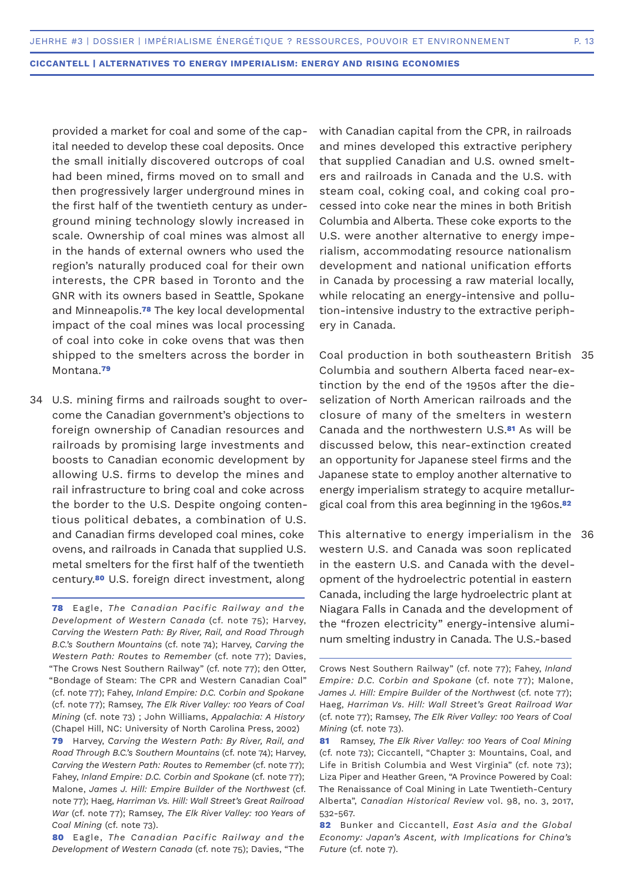provided a market for coal and some of the capital needed to develop these coal deposits. Once the small initially discovered outcrops of coal had been mined, firms moved on to small and then progressively larger underground mines in the first half of the twentieth century as underground mining technology slowly increased in scale. Ownership of coal mines was almost all in the hands of external owners who used the region's naturally produced coal for their own interests, the CPR based in Toronto and the GNR with its owners based in Seattle, Spokane and Minneapolis.[78] The key local developmental impact of the coal mines was local processing of coal into coke in coke ovens that was then shipped to the smelters across the border in Montana.[79]

34 U.S. mining firms and railroads sought to overcome the Canadian government's objections to foreign ownership of Canadian resources and railroads by promising large investments and boosts to Canadian economic development by allowing U.S. firms to develop the mines and rail infrastructure to bring coal and coke across the border to the U.S. Despite ongoing contentious political debates, a combination of U.S. and Canadian firms developed coal mines, coke ovens, and railroads in Canada that supplied U.S. metal smelters for the first half of the twentieth century.[80] U.S. foreign direct investment, along with Canadian capital from the CPR, in railroads and mines developed this extractive periphery that supplied Canadian and U.S. owned smelters and railroads in Canada and the U.S. with steam coal, coking coal, and coking coal processed into coke near the mines in both British Columbia and Alberta. These coke exports to the U.S. were another alternative to energy imperialism, accommodating resource nationalism development and national unification efforts in Canada by processing a raw material locally, while relocating an energy-intensive and pollution-intensive industry to the extractive periphery in Canada.

35 Coal production in both southeastern British Columbia and southern Alberta faced near-extinction by the end of the 1950s after the dieselization of North American railroads and the closure of many of the smelters in western Canada and the northwestern U.S.[81] As will be discussed below, this near-extinction created an opportunity for Japanese steel firms and the Japanese state to employ another alternative to energy imperialism strategy to acquire metallurgical coal from this area beginning in the 1960s.[82]

36 This alternative to energy imperialism in the western U.S. and Canada was soon replicated in the eastern U.S. and Canada with the development of the hydroelectric potential in eastern Canada, including the large hydroelectric plant at Niagara Falls in Canada and the development of the "frozen electricity" energy-intensive aluminum smelting industry in Canada. The U.S.-based

---

**78** Eagle, *The Canadian Pacific Railway and the Development of Western Canada* (cf. note 75); Harvey, *Carving the Western Path: By River, Rail, and Road Through B.C.'s Southern Mountains* (cf. note 74); Harvey, *Carving the Western Path: Routes to Remember* (cf. note 77); Davies, "The Crows Nest Southern Railway" (cf. note 77); den Otter, "Bondage of Steam: The CPR and Western Canadian Coal" (cf. note 77); Fahey, *Inland Empire: D.C. Corbin and Spokane* (cf. note 77); Ramsey, *The Elk River Valley: 100 Years of Coal Mining* (cf. note 73) ; John Williams, *Appalachia: A History* (Chapel Hill, NC: University of North Carolina Press, 2002)

**79** Harvey, *Carving the Western Path: By River, Rail, and Road Through B.C.'s Southern Mountains* (cf. note 74); Harvey, *Carving the Western Path: Routes to Remember* (cf. note 77); Fahey, *Inland Empire: D.C. Corbin and Spokane* (cf. note 77); Malone, *James J. Hill: Empire Builder of the Northwest* (cf. note 77); Haeg, *Harriman Vs. Hill: Wall Street's Great Railroad War* (cf. note 77); Ramsey, *The Elk River Valley: 100 Years of Coal Mining* (cf. note 73).

**80** Eagle, *The Canadian Pacific Railway and the Development of Western Canada* (cf. note 75); Davies, "The Crows Nest Southern Railway" (cf. note 77); Fahey, *Inland Empire: D.C. Corbin and Spokane* (cf. note 77); Malone, *James J. Hill: Empire Builder of the Northwest* (cf. note 77); Haeg, *Harriman Vs. Hill: Wall Street's Great Railroad War* (cf. note 77); Ramsey, *The Elk River Valley: 100 Years of Coal Mining* (cf. note 73).

**81** Ramsey, *The Elk River Valley: 100 Years of Coal Mining* (cf. note 73); Ciccantell, "Chapter 3: Mountains, Coal, and Life in British Columbia and West Virginia" (cf. note 73); Liza Piper and Heather Green, "A Province Powered by Coal: The Renaissance of Coal Mining in Late Twentieth-Century Alberta", *Canadian Historical Review* vol. 98, no. 3, 2017, 532-567.

**82** Bunker and Ciccantell, *East Asia and the Global Economy: Japan's Ascent, with Implications for China's Future* (cf. note 7).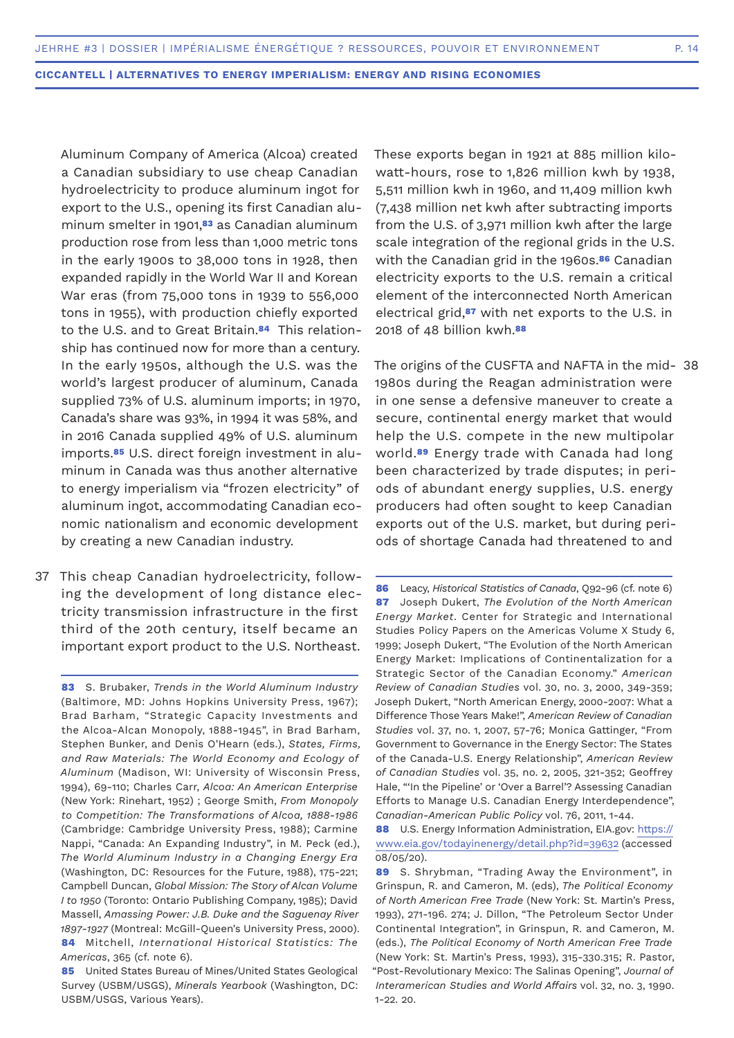Aluminum Company of America (Alcoa) created a Canadian subsidiary to use cheap Canadian hydroelectricity to produce aluminum ingot for export to the U.S., opening its first Canadian aluminum smelter in 1901,[83] as Canadian aluminum production rose from less than 1,000 metric tons in the early 1900s to 38,000 tons in 1928, then expanded rapidly in the World War II and Korean War eras (from 75,000 tons in 1939 to 556,000 tons in 1955), with production chiefly exported to the U.S. and to Great Britain.[84] This relationship has continued now for more than a century. In the early 1950s, although the U.S. was the world's largest producer of aluminum, Canada supplied 73% of U.S. aluminum imports; in 1970, Canada's share was 93%, in 1994 it was 58%, and in 2016 Canada supplied 49% of U.S. aluminum imports.[85] U.S. direct foreign investment in aluminum in Canada was thus another alternative to energy imperialism via "frozen electricity" of aluminum ingot, accommodating Canadian economic nationalism and economic development by creating a new Canadian industry.

37 This cheap Canadian hydroelectricity, following the development of long distance electricity transmission infrastructure in the first third of the 20th century, itself became an important export product to the U.S. Northeast. These exports began in 1921 at 885 million kilowatt-hours, rose to 1,826 million kwh by 1938, 5,511 million kwh in 1960, and 11,409 million kwh (7,438 million net kwh after subtracting imports from the U.S. of 3,971 million kwh after the large scale integration of the regional grids in the U.S. with the Canadian grid in the 1960s.[86] Canadian electricity exports to the U.S. remain a critical element of the interconnected North American electrical grid,[87] with net exports to the U.S. in 2018 of 48 billion kwh.[88]

38 The origins of the CUSFTA and NAFTA in the mid-1980s during the Reagan administration were in one sense a defensive maneuver to create a secure, continental energy market that would help the U.S. compete in the new multipolar world.[89] Energy trade with Canada had long been characterized by trade disputes; in periods of abundant energy supplies, U.S. energy producers had often sought to keep Canadian exports out of the U.S. market, but during periods of shortage Canada had threatened to and

---

**83** S. Brubaker, *Trends in the World Aluminum Industry* (Baltimore, MD: Johns Hopkins University Press, 1967); Brad Barham, "Strategic Capacity Investments and the Alcoa-Alcan Monopoly, 1888-1945", in Brad Barham, Stephen Bunker, and Denis O'Hearn (eds.), *States, Firms, and Raw Materials: The World Economy and Ecology of Aluminum* (Madison, WI: University of Wisconsin Press, 1994), 69-110; Charles Carr, *Alcoa: An American Enterprise* (New York: Rinehart, 1952) ; George Smith, *From Monopoly to Competition: The Transformations of Alcoa, 1888-1986* (Cambridge: Cambridge University Press, 1988); Carmine Nappi, "Canada: An Expanding Industry", in M. Peck (ed.), *The World Aluminum Industry in a Changing Energy Era* (Washington, DC: Resources for the Future, 1988), 175-221; Campbell Duncan, *Global Mission: The Story of Alcan Volume I to 1950* (Toronto: Ontario Publishing Company, 1985); David Massell, *Amassing Power: J.B. Duke and the Saguenay River 1897-1927* (Montreal: McGill-Queen's University Press, 2000).

**84** Mitchell, *International Historical Statistics: The Americas*, 365 (cf. note 6).

**85** United States Bureau of Mines/United States Geological Survey (USBM/USGS), *Minerals Yearbook* (Washington, DC: USBM/USGS, Various Years).

**86** Leacy, *Historical Statistics of Canada*, Q92-96 (cf. note 6)

**87** Joseph Dukert, *The Evolution of the North American Energy Market*. Center for Strategic and International Studies Policy Papers on the Americas Volume X Study 6, 1999; Joseph Dukert, "The Evolution of the North American Energy Market: Implications of Continentalization for a Strategic Sector of the Canadian Economy." *American Review of Canadian Studies* vol. 30, no. 3, 2000, 349-359; Joseph Dukert, "North American Energy, 2000-2007: What a Difference Those Years Make!", *American Review of Canadian Studies* vol. 37, no. 1, 2007, 57-76; Monica Gattinger, "From Government to Governance in the Energy Sector: The States of the Canada-U.S. Energy Relationship", *American Review of Canadian Studies* vol. 35, no. 2, 2005, 321-352; Geoffrey Hale, "'In the Pipeline' or 'Over a Barrel'? Assessing Canadian Efforts to Manage U.S. Canadian Energy Interdependence", *Canadian-American Public Policy* vol. 76, 2011, 1-44.

**88** U.S. Energy Information Administration, EIA.gov: https://www.eia.gov/todayinenergy/detail.php?id=39632 (accessed 08/05/20).

**89** S. Shrybman, "Trading Away the Environment", in Grinspun, R. and Cameron, M. (eds), *The Political Economy of North American Free Trade* (New York: St. Martin's Press, 1993), 271-196. 274; J. Dillon, "The Petroleum Sector Under Continental Integration", in Grinspun, R. and Cameron, M. (eds.), *The Political Economy of North American Free Trade* (New York: St. Martin's Press, 1993), 315-330.315; R. Pastor, "Post-Revolutionary Mexico: The Salinas Opening", *Journal of Interamerican Studies and World Affairs* vol. 32, no. 3, 1990. 1-22. 20.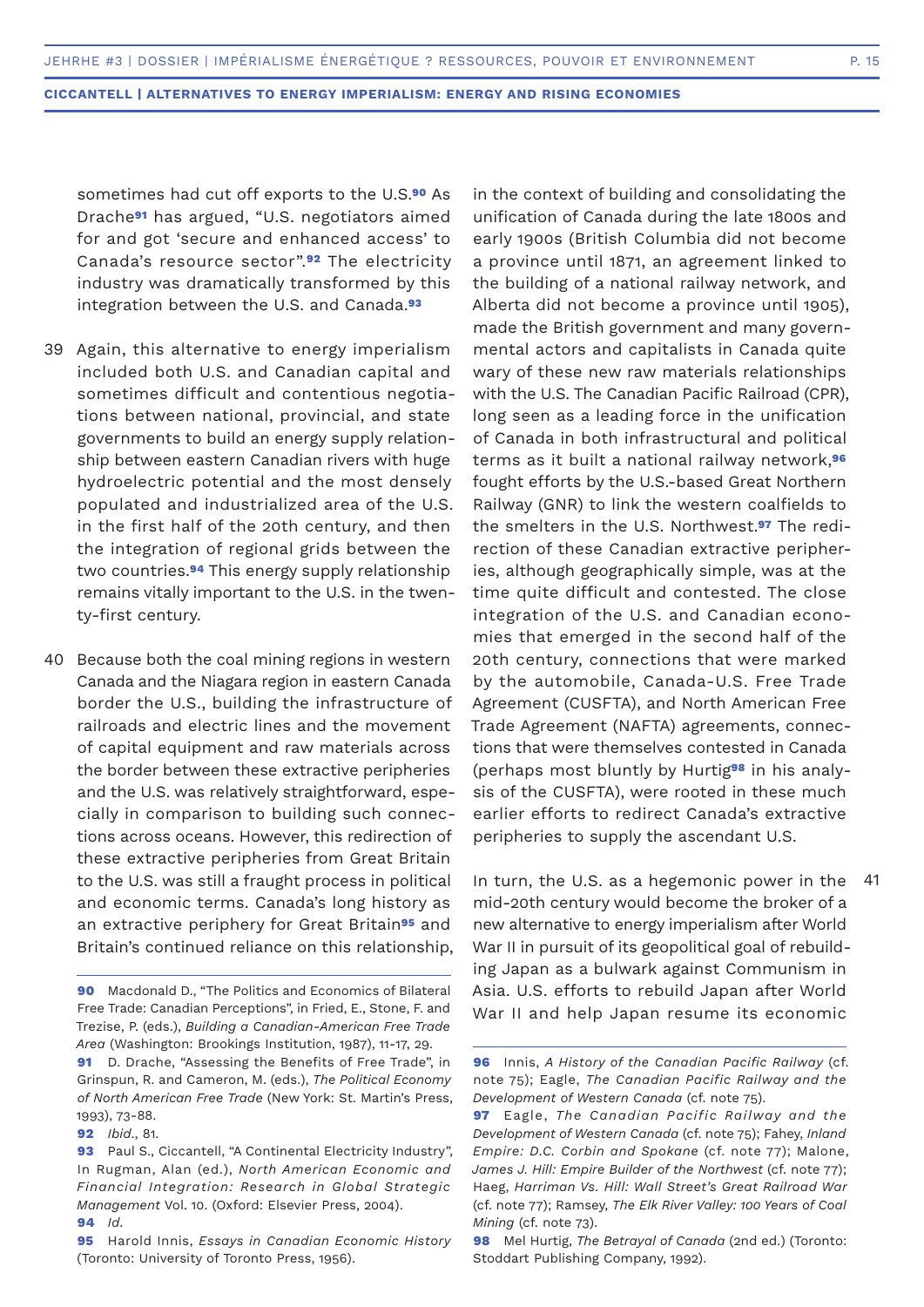sometimes had cut off exports to the U.S.[90] As Drache[91] has argued, "U.S. negotiators aimed for and got 'secure and enhanced access' to Canada's resource sector".[92] The electricity industry was dramatically transformed by this integration between the U.S. and Canada.[93]

39 Again, this alternative to energy imperialism included both U.S. and Canadian capital and sometimes difficult and contentious negotiations between national, provincial, and state governments to build an energy supply relationship between eastern Canadian rivers with huge hydroelectric potential and the most densely populated and industrialized area of the U.S. in the first half of the 20th century, and then the integration of regional grids between the two countries.[94] This energy supply relationship remains vitally important to the U.S. in the twenty-first century.

40 Because both the coal mining regions in western Canada and the Niagara region in eastern Canada border the U.S., building the infrastructure of railroads and electric lines and the movement of capital equipment and raw materials across the border between these extractive peripheries and the U.S. was relatively straightforward, especially in comparison to building such connections across oceans. However, this redirection of these extractive peripheries from Great Britain to the U.S. was still a fraught process in political and economic terms. Canada's long history as an extractive periphery for Great Britain[95] and Britain's continued reliance on this relationship, in the context of building and consolidating the unification of Canada during the late 1800s and early 1900s (British Columbia did not become a province until 1871, an agreement linked to the building of a national railway network, and Alberta did not become a province until 1905), made the British government and many governmental actors and capitalists in Canada quite wary of these new raw materials relationships with the U.S. The Canadian Pacific Railroad (CPR), long seen as a leading force in the unification of Canada in both infrastructural and political terms as it built a national railway network,[96] fought efforts by the U.S.-based Great Northern Railway (GNR) to link the western coalfields to the smelters in the U.S. Northwest.[97] The redirection of these Canadian extractive peripheries, although geographically simple, was at the time quite difficult and contested. The close integration of the U.S. and Canadian economies that emerged in the second half of the 20th century, connections that were marked by the automobile, Canada-U.S. Free Trade Agreement (CUSFTA), and North American Free Trade Agreement (NAFTA) agreements, connections that were themselves contested in Canada (perhaps most bluntly by Hurtig[98] in his analysis of the CUSFTA), were rooted in these much earlier efforts to redirect Canada's extractive peripheries to supply the ascendant U.S.

41 In turn, the U.S. as a hegemonic power in the mid-20th century would become the broker of a new alternative to energy imperialism after World War II in pursuit of its geopolitical goal of rebuilding Japan as a bulwark against Communism in Asia. U.S. efforts to rebuild Japan after World War II and help Japan resume its economic

---

**90** Macdonald D., "The Politics and Economics of Bilateral Free Trade: Canadian Perceptions", in Fried, E., Stone, F. and Trezise, P. (eds.), *Building a Canadian-American Free Trade Area* (Washington: Brookings Institution, 1987), 11-17, 29.

**91** D. Drache, "Assessing the Benefits of Free Trade", in Grinspun, R. and Cameron, M. (eds.), *The Political Economy of North American Free Trade* (New York: St. Martin's Press, 1993), 73-88.

**92** *Ibid.*, 81.

**93** Paul S., Ciccantell, "A Continental Electricity Industry", In Rugman, Alan (ed.), *North American Economic and Financial Integration: Research in Global Strategic Management* Vol. 10. (Oxford: Elsevier Press, 2004).

**94** *Id.*

**95** Harold Innis, *Essays in Canadian Economic History* (Toronto: University of Toronto Press, 1956).

**96** Innis, *A History of the Canadian Pacific Railway* (cf. note 75); Eagle, *The Canadian Pacific Railway and the Development of Western Canada* (cf. note 75).

**97** Eagle, *The Canadian Pacific Railway and the Development of Western Canada* (cf. note 75); Fahey, *Inland Empire: D.C. Corbin and Spokane* (cf. note 77); Malone, *James J. Hill: Empire Builder of the Northwest* (cf. note 77); Haeg, *Harriman Vs. Hill: Wall Street's Great Railroad War* (cf. note 77); Ramsey, *The Elk River Valley: 100 Years of Coal Mining* (cf. note 73).

**98** Mel Hurtig, *The Betrayal of Canada* (2nd ed.) (Toronto: Stoddart Publishing Company, 1992).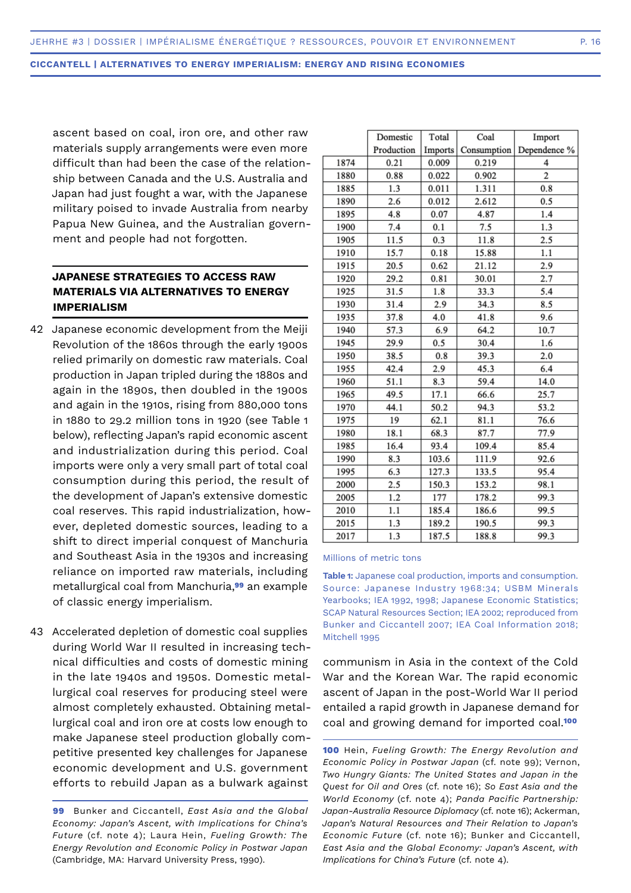ascent based on coal, iron ore, and other raw materials supply arrangements were even more difficult than had been the case of the relationship between Canada and the U.S. Australia and Japan had just fought a war, with the Japanese military poised to invade Australia from nearby Papua New Guinea, and the Australian government and people had not forgotten.

## JAPANESE STRATEGIES TO ACCESS RAW MATERIALS VIA ALTERNATIVES TO ENERGY IMPERIALISM

42 Japanese economic development from the Meiji Revolution of the 1860s through the early 1900s relied primarily on domestic raw materials. Coal production in Japan tripled during the 1880s and again in the 1890s, then doubled in the 1900s and again in the 1910s, rising from 880,000 tons in 1880 to 29.2 million tons in 1920 (see Table 1 below), reflecting Japan's rapid economic ascent and industrialization during this period. Coal imports were only a very small part of total coal consumption during this period, the result of the development of Japan's extensive domestic coal reserves. This rapid industrialization, however, depleted domestic sources, leading to a shift to direct imperial conquest of Manchuria and Southeast Asia in the 1930s and increasing reliance on imported raw materials, including metallurgical coal from Manchuria,[99] an example of classic energy imperialism.

43 Accelerated depletion of domestic coal supplies during World War II resulted in increasing technical difficulties and costs of domestic mining in the late 1940s and 1950s. Domestic metallurgical coal reserves for producing steel were almost completely exhausted. Obtaining metallurgical coal and iron ore at costs low enough to make Japanese steel production globally competitive presented key challenges for Japanese economic development and U.S. government efforts to rebuild Japan as a bulwark against communism in Asia in the context of the Cold War and the Korean War. The rapid economic ascent of Japan in the post-World War II period entailed a rapid growth in Japanese demand for coal and growing demand for imported coal.[100]

| | Domestic Production | Total Imports | Coal Consumption | Import Dependence % |
|---|---|---|---|---|
| 1874 | 0.21 | 0.009 | 0.219 | 4 |
| 1880 | 0.88 | 0.022 | 0.902 | 2 |
| 1885 | 1.3 | 0.011 | 1.311 | 0.8 |
| 1890 | 2.6 | 0.012 | 2.612 | 0.5 |
| 1895 | 4.8 | 0.07 | 4.87 | 1.4 |
| 1900 | 7.4 | 0.1 | 7.5 | 1.3 |
| 1905 | 11.5 | 0.3 | 11.8 | 2.5 |
| 1910 | 15.7 | 0.18 | 15.88 | 1.1 |
| 1915 | 20.5 | 0.62 | 21.12 | 2.9 |
| 1920 | 29.2 | 0.81 | 30.01 | 2.7 |
| 1925 | 31.5 | 1.8 | 33.3 | 5.4 |
| 1930 | 31.4 | 2.9 | 34.3 | 8.5 |
| 1935 | 37.8 | 4.0 | 41.8 | 9.6 |
| 1940 | 57.3 | 6.9 | 64.2 | 10.7 |
| 1945 | 29.9 | 0.5 | 30.4 | 1.6 |
| 1950 | 38.5 | 0.8 | 39.3 | 2.0 |
| 1955 | 42.4 | 2.9 | 45.3 | 6.4 |
| 1960 | 51.1 | 8.3 | 59.4 | 14.0 |
| 1965 | 49.5 | 17.1 | 66.6 | 25.7 |
| 1970 | 44.1 | 50.2 | 94.3 | 53.2 |
| 1975 | 19 | 62.1 | 81.1 | 76.6 |
| 1980 | 18.1 | 68.3 | 87.7 | 77.9 |
| 1985 | 16.4 | 93.4 | 109.4 | 85.4 |
| 1990 | 8.3 | 103.6 | 111.9 | 92.6 |
| 1995 | 6.3 | 127.3 | 133.5 | 95.4 |
| 2000 | 2.5 | 150.3 | 153.2 | 98.1 |
| 2005 | 1.2 | 177 | 178.2 | 99.3 |
| 2010 | 1.1 | 185.4 | 186.6 | 99.5 |
| 2015 | 1.3 | 189.2 | 190.5 | 99.3 |
| 2017 | 1.3 | 187.5 | 188.8 | 99.3 |

Millions of metric tons

**Table 1:** Japanese coal production, imports and consumption. Source: Japanese Industry 1968:34; USBM Minerals Yearbooks; IEA 1992, 1998; Japanese Economic Statistics; SCAP Natural Resources Section; IEA 2002; reproduced from Bunker and Ciccantell 2007; IEA Coal Information 2018; Mitchell 1995

---

**99** Bunker and Ciccantell, *East Asia and the Global Economy: Japan's Ascent, with Implications for China's Future* (cf. note 4); Laura Hein, *Fueling Growth: The Energy Revolution and Economic Policy in Postwar Japan* (Cambridge, MA: Harvard University Press, 1990).

**100** Hein, *Fueling Growth: The Energy Revolution and Economic Policy in Postwar Japan* (cf. note 99); Vernon, *Two Hungry Giants: The United States and Japan in the Quest for Oil and Ores* (cf. note 16); *So East Asia and the World Economy* (cf. note 4); *Panda Pacific Partnership: Japan-Australia Resource Diplomacy* (cf. note 16); Ackerman, *Japan's Natural Resources and Their Relation to Japan's Economic Future* (cf. note 16); Bunker and Ciccantell, *East Asia and the Global Economy: Japan's Ascent, with Implications for China's Future* (cf. note 4).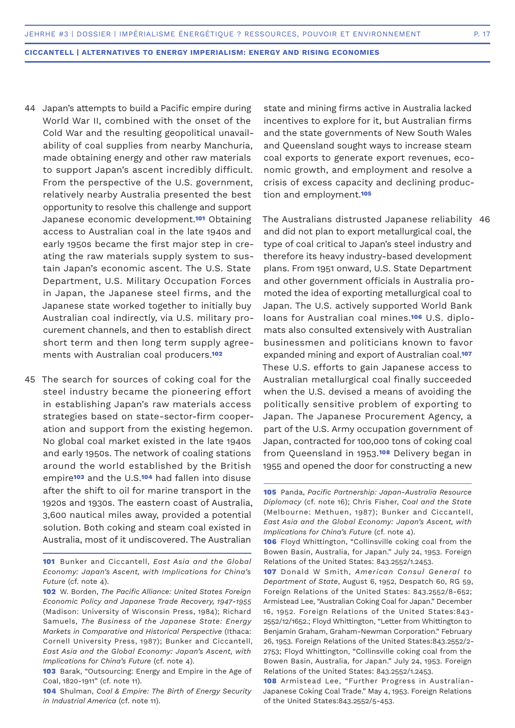44 Japan's attempts to build a Pacific empire during World War II, combined with the onset of the Cold War and the resulting geopolitical unavailability of coal supplies from nearby Manchuria, made obtaining energy and other raw materials to support Japan's ascent incredibly difficult. From the perspective of the U.S. government, relatively nearby Australia presented the best opportunity to resolve this challenge and support Japanese economic development.[101] Obtaining access to Australian coal in the late 1940s and early 1950s became the first major step in creating the raw materials supply system to sustain Japan's economic ascent. The U.S. State Department, U.S. Military Occupation Forces in Japan, the Japanese steel firms, and the Japanese state worked together to initially buy Australian coal indirectly, via U.S. military procurement channels, and then to establish direct short term and then long term supply agreements with Australian coal producers.[102]

45 The search for sources of coking coal for the steel industry became the pioneering effort in establishing Japan's raw materials access strategies based on state-sector-firm cooperation and support from the existing hegemon. No global coal market existed in the late 1940s and early 1950s. The network of coaling stations around the world established by the British empire[103] and the U.S.[104] had fallen into disuse after the shift to oil for marine transport in the 1920s and 1930s. The eastern coast of Australia, 3,600 nautical miles away, provided a potential solution. Both coking and steam coal existed in Australia, most of it undiscovered. The Australian state and mining firms active in Australia lacked incentives to explore for it, but Australian firms and the state governments of New South Wales and Queensland sought ways to increase steam coal exports to generate export revenues, economic growth, and employment and resolve a crisis of excess capacity and declining production and employment.[105]

46 The Australians distrusted Japanese reliability and did not plan to export metallurgical coal, the type of coal critical to Japan's steel industry and therefore its heavy industry-based development plans. From 1951 onward, U.S. State Department and other government officials in Australia promoted the idea of exporting metallurgical coal to Japan. The U.S. actively supported World Bank loans for Australian coal mines.[106] U.S. diplomats also consulted extensively with Australian businessmen and politicians known to favor expanded mining and export of Australian coal.[107] These U.S. efforts to gain Japanese access to Australian metallurgical coal finally succeeded when the U.S. devised a means of avoiding the politically sensitive problem of exporting to Japan. The Japanese Procurement Agency, a part of the U.S. Army occupation government of Japan, contracted for 100,000 tons of coking coal from Queensland in 1953.[108] Delivery began in 1955 and opened the door for constructing a new

---

**101** Bunker and Ciccantell, *East Asia and the Global Economy: Japan's Ascent, with Implications for China's Future* (cf. note 4).

**102** W. Borden, *The Pacific Alliance: United States Foreign Economic Policy and Japanese Trade Recovery, 1947-1955* (Madison: University of Wisconsin Press, 1984); Richard Samuels, *The Business of the Japanese State: Energy Markets in Comparative and Historical Perspective* (Ithaca: Cornell University Press, 1987); Bunker and Ciccantell, *East Asia and the Global Economy: Japan's Ascent, with Implications for China's Future* (cf. note 4).

**103** Barak, "Outsourcing: Energy and Empire in the Age of Coal, 1820-1911" (cf. note 11).

**104** Shulman, *Coal & Empire: The Birth of Energy Security in Industrial America* (cf. note 11).

**105** Panda, *Pacific Partnership: Japan-Australia Resource Diplomacy* (cf. note 16); Chris Fisher, *Coal and the State* (Melbourne: Methuen, 1987); Bunker and Ciccantell, *East Asia and the Global Economy: Japan's Ascent, with Implications for China's Future* (cf. note 4).

**106** Floyd Whittington, "Collinsville coking coal from the Bowen Basin, Australia, for Japan." July 24, 1953. Foreign Relations of the United States: 843.2552/1.2453.

**107** Donald W Smith, *American Consul General to Department of State*, August 6, 1952, Despatch 60, RG 59, Foreign Relations of the United States: 843.2552/8-652; Armistead Lee, "Australian Coking Coal for Japan." December 16, 1952. Foreign Relations of the United States:843-2552/12/1652.; Floyd Whittington, "Letter from Whittington to Benjamin Graham, Graham-Newman Corporation." February 26, 1953. Foreign Relations of the United States:843.2552/2-2753; Floyd Whittington, "Collinsville coking coal from the Bowen Basin, Australia, for Japan." July 24, 1953. Foreign Relations of the United States: 843.2552/1.2453.

**108** Armistead Lee, "Further Progress in Australian-Japanese Coking Coal Trade." May 4, 1953. Foreign Relations of the United States:843.2552/5-453.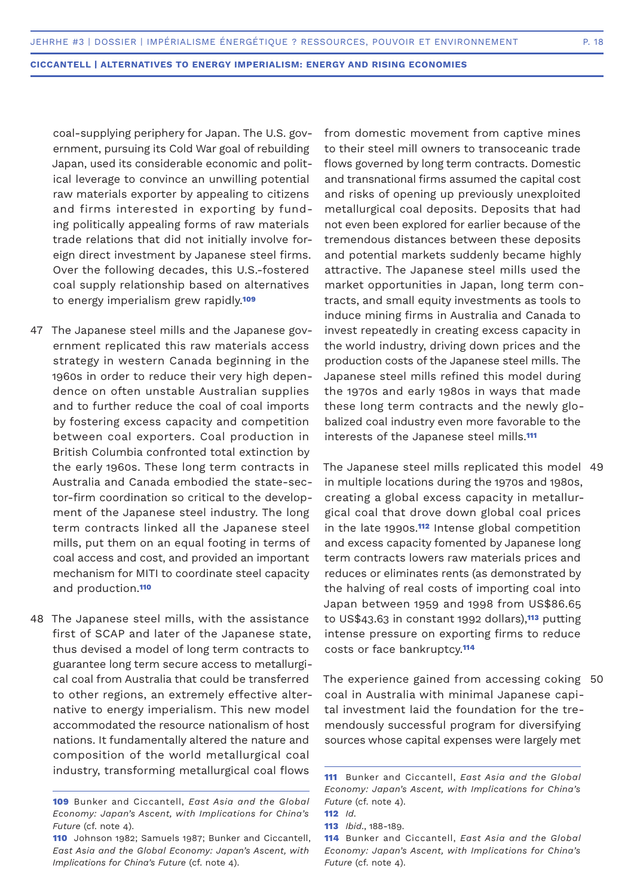coal-supplying periphery for Japan. The U.S. government, pursuing its Cold War goal of rebuilding Japan, used its considerable economic and political leverage to convince an unwilling potential raw materials exporter by appealing to citizens and firms interested in exporting by funding politically appealing forms of raw materials trade relations that did not initially involve foreign direct investment by Japanese steel firms. Over the following decades, this U.S.-fostered coal supply relationship based on alternatives to energy imperialism grew rapidly.[109]

47 The Japanese steel mills and the Japanese government replicated this raw materials access strategy in western Canada beginning in the 1960s in order to reduce their very high dependence on often unstable Australian supplies and to further reduce the coal of coal imports by fostering excess capacity and competition between coal exporters. Coal production in British Columbia confronted total extinction by the early 1960s. These long term contracts in Australia and Canada embodied the state-sector-firm coordination so critical to the development of the Japanese steel industry. The long term contracts linked all the Japanese steel mills, put them on an equal footing in terms of coal access and cost, and provided an important mechanism for MITI to coordinate steel capacity and production.[110]

48 The Japanese steel mills, with the assistance first of SCAP and later of the Japanese state, thus devised a model of long term contracts to guarantee long term secure access to metallurgical coal from Australia that could be transferred to other regions, an extremely effective alternative to energy imperialism. This new model accommodated the resource nationalism of host nations. It fundamentally altered the nature and composition of the world metallurgical coal industry, transforming metallurgical coal flows from domestic movement from captive mines to their steel mill owners to transoceanic trade flows governed by long term contracts. Domestic and transnational firms assumed the capital cost and risks of opening up previously unexploited metallurgical coal deposits. Deposits that had not even been explored for earlier because of the tremendous distances between these deposits and potential markets suddenly became highly attractive. The Japanese steel mills used the market opportunities in Japan, long term contracts, and small equity investments as tools to induce mining firms in Australia and Canada to invest repeatedly in creating excess capacity in the world industry, driving down prices and the production costs of the Japanese steel mills. The Japanese steel mills refined this model during the 1970s and early 1980s in ways that made these long term contracts and the newly globalized coal industry even more favorable to the interests of the Japanese steel mills.[111]

49 The Japanese steel mills replicated this model in multiple locations during the 1970s and 1980s, creating a global excess capacity in metallurgical coal that drove down global coal prices in the late 1990s.[112] Intense global competition and excess capacity fomented by Japanese long term contracts lowers raw materials prices and reduces or eliminates rents (as demonstrated by the halving of real costs of importing coal into Japan between 1959 and 1998 from US$86.65 to US$43.63 in constant 1992 dollars),[113] putting intense pressure on exporting firms to reduce costs or face bankruptcy.[114]

50 The experience gained from accessing coking coal in Australia with minimal Japanese capital investment laid the foundation for the tremendously successful program for diversifying sources whose capital expenses were largely met

---

**109** Bunker and Ciccantell, *East Asia and the Global Economy: Japan's Ascent, with Implications for China's Future* (cf. note 4).

**110** Johnson 1982; Samuels 1987; Bunker and Ciccantell, *East Asia and the Global Economy: Japan's Ascent, with Implications for China's Future* (cf. note 4).

**111** Bunker and Ciccantell, *East Asia and the Global Economy: Japan's Ascent, with Implications for China's Future* (cf. note 4).

**112** *Id.*

**113** *Ibid.*, 188-189.

**114** Bunker and Ciccantell, *East Asia and the Global Economy: Japan's Ascent, with Implications for China's Future* (cf. note 4).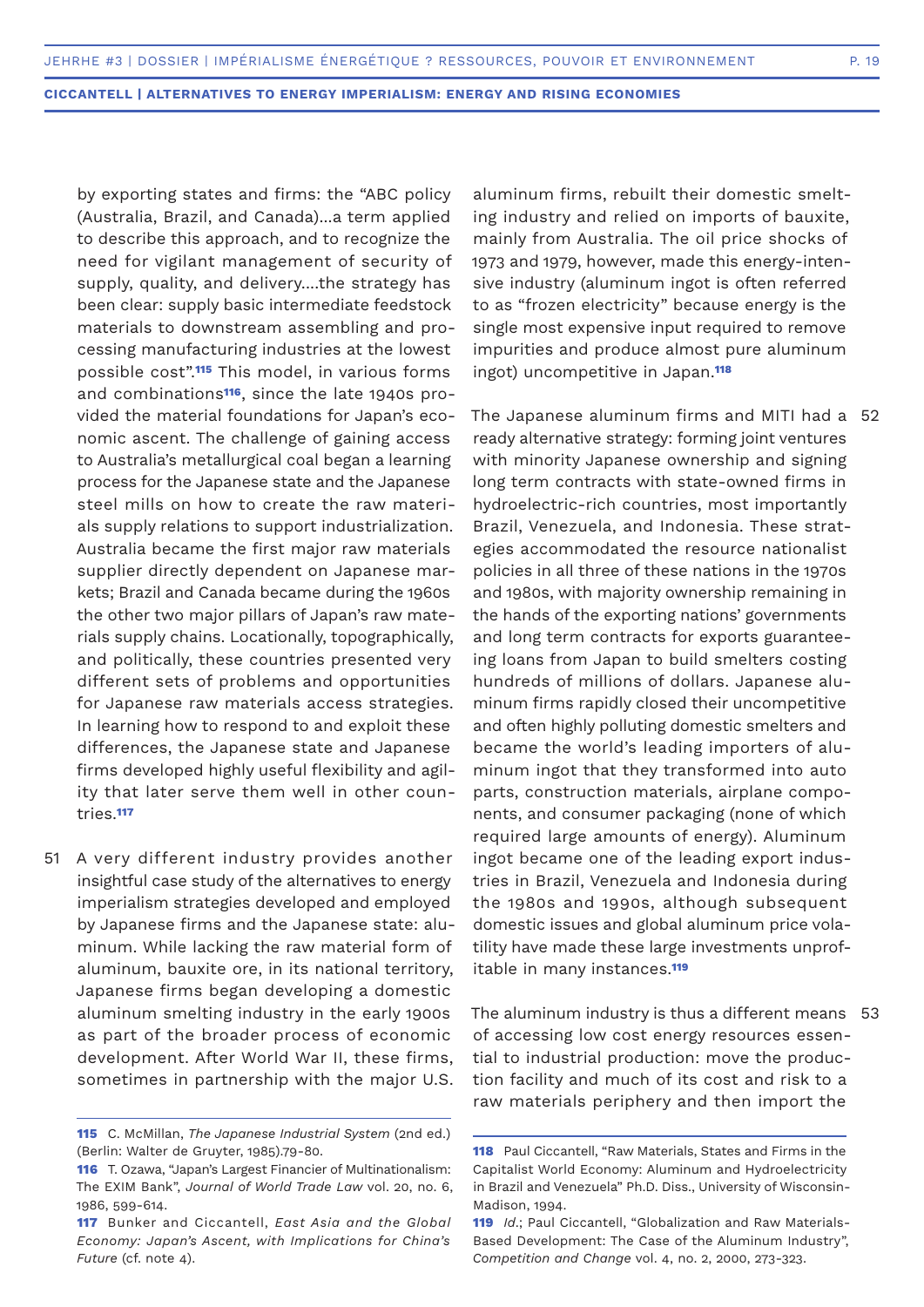by exporting states and firms: the "ABC policy (Australia, Brazil, and Canada)...a term applied to describe this approach, and to recognize the need for vigilant management of security of supply, quality, and delivery....the strategy has been clear: supply basic intermediate feedstock materials to downstream assembling and processing manufacturing industries at the lowest possible cost".[115] This model, in various forms and combinations[116], since the late 1940s provided the material foundations for Japan's economic ascent. The challenge of gaining access to Australia's metallurgical coal began a learning process for the Japanese state and the Japanese steel mills on how to create the raw materials supply relations to support industrialization. Australia became the first major raw materials supplier directly dependent on Japanese markets; Brazil and Canada became during the 1960s the other two major pillars of Japan's raw materials supply chains. Locationally, topographically, and politically, these countries presented very different sets of problems and opportunities for Japanese raw materials access strategies. In learning how to respond to and exploit these differences, the Japanese state and Japanese firms developed highly useful flexibility and agility that later serve them well in other countries.[117]

51 A very different industry provides another insightful case study of the alternatives to energy imperialism strategies developed and employed by Japanese firms and the Japanese state: aluminum. While lacking the raw material form of aluminum, bauxite ore, in its national territory, Japanese firms began developing a domestic aluminum smelting industry in the early 1900s as part of the broader process of economic development. After World War II, these firms, sometimes in partnership with the major U.S. aluminum firms, rebuilt their domestic smelting industry and relied on imports of bauxite, mainly from Australia. The oil price shocks of 1973 and 1979, however, made this energy-intensive industry (aluminum ingot is often referred to as "frozen electricity" because energy is the single most expensive input required to remove impurities and produce almost pure aluminum ingot) uncompetitive in Japan.[118]

52 The Japanese aluminum firms and MITI had a ready alternative strategy: forming joint ventures with minority Japanese ownership and signing long term contracts with state-owned firms in hydroelectric-rich countries, most importantly Brazil, Venezuela, and Indonesia. These strategies accommodated the resource nationalist policies in all three of these nations in the 1970s and 1980s, with majority ownership remaining in the hands of the exporting nations' governments and long term contracts for exports guaranteeing loans from Japan to build smelters costing hundreds of millions of dollars. Japanese aluminum firms rapidly closed their uncompetitive and often highly polluting domestic smelters and became the world's leading importers of aluminum ingot that they transformed into auto parts, construction materials, airplane components, and consumer packaging (none of which required large amounts of energy). Aluminum ingot became one of the leading export industries in Brazil, Venezuela and Indonesia during the 1980s and 1990s, although subsequent domestic issues and global aluminum price volatility have made these large investments unprofitable in many instances.[119]

53 The aluminum industry is thus a different means of accessing low cost energy resources essential to industrial production: move the production facility and much of its cost and risk to a raw materials periphery and then import the

---

115 C. McMillan, *The Japanese Industrial System* (2nd ed.) (Berlin: Walter de Gruyter, 1985).79-80.

116 T. Ozawa, "Japan's Largest Financier of Multinationalism: The EXIM Bank", *Journal of World Trade Law* vol. 20, no. 6, 1986, 599-614.

117 Bunker and Ciccantell, *East Asia and the Global Economy: Japan's Ascent, with Implications for China's Future* (cf. note 4).

118 Paul Ciccantell, "Raw Materials, States and Firms in the Capitalist World Economy: Aluminum and Hydroelectricity in Brazil and Venezuela" Ph.D. Diss., University of Wisconsin-Madison, 1994.

119 *Id.*; Paul Ciccantell, "Globalization and Raw Materials-Based Development: The Case of the Aluminum Industry", *Competition and Change* vol. 4, no. 2, 2000, 273-323.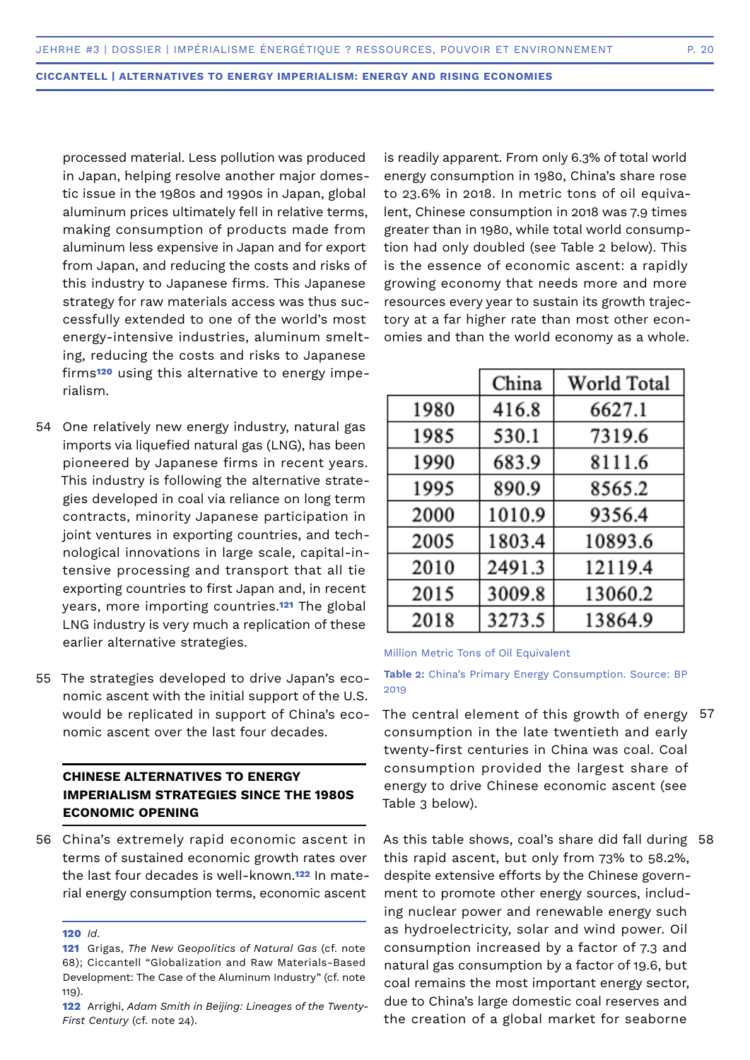processed material. Less pollution was produced in Japan, helping resolve another major domestic issue in the 1980s and 1990s in Japan, global aluminum prices ultimately fell in relative terms, making consumption of products made from aluminum less expensive in Japan and for export from Japan, and reducing the costs and risks of this industry to Japanese firms. This Japanese strategy for raw materials access was thus successfully extended to one of the world's most energy-intensive industries, aluminum smelting, reducing the costs and risks to Japanese firms[120] using this alternative to energy imperialism.

54 One relatively new energy industry, natural gas imports via liquefied natural gas (LNG), has been pioneered by Japanese firms in recent years. This industry is following the alternative strategies developed in coal via reliance on long term contracts, minority Japanese participation in joint ventures in exporting countries, and technological innovations in large scale, capital-intensive processing and transport that all tie exporting countries to first Japan and, in recent years, more importing countries.[121] The global LNG industry is very much a replication of these earlier alternative strategies.

55 The strategies developed to drive Japan's economic ascent with the initial support of the U.S. would be replicated in support of China's economic ascent over the last four decades.

## CHINESE ALTERNATIVES TO ENERGY IMPERIALISM STRATEGIES SINCE THE 1980S ECONOMIC OPENING

56 China's extremely rapid economic ascent in terms of sustained economic growth rates over the last four decades is well-known.[122] In material energy consumption terms, economic ascent is readily apparent. From only 6.3% of total world energy consumption in 1980, China's share rose to 23.6% in 2018. In metric tons of oil equivalent, Chinese consumption in 2018 was 7.9 times greater than in 1980, while total world consumption had only doubled (see Table 2 below). This is the essence of economic ascent: a rapidly growing economy that needs more and more resources every year to sustain its growth trajectory at a far higher rate than most other economies and than the world economy as a whole.

| | China | World Total |
|---|---|---|
| 1980 | 416.8 | 6627.1 |
| 1985 | 530.1 | 7319.6 |
| 1990 | 683.9 | 8111.6 |
| 1995 | 890.9 | 8565.2 |
| 2000 | 1010.9 | 9356.4 |
| 2005 | 1803.4 | 10893.6 |
| 2010 | 2491.3 | 12119.4 |
| 2015 | 3009.8 | 13060.2 |
| 2018 | 3273.5 | 13864.9 |

Million Metric Tons of Oil Equivalent

**Table 2:** China's Primary Energy Consumption. Source: BP 2019

57 The central element of this growth of energy consumption in the late twentieth and early twenty-first centuries in China was coal. Coal consumption provided the largest share of energy to drive Chinese economic ascent (see Table 3 below).

58 As this table shows, coal's share did fall during this rapid ascent, but only from 73% to 58.2%, despite extensive efforts by the Chinese government to promote other energy sources, including nuclear power and renewable energy such as hydroelectricity, solar and wind power. Oil consumption increased by a factor of 7.3 and natural gas consumption by a factor of 19.6, but coal remains the most important energy sector, due to China's large domestic coal reserves and the creation of a global market for seaborne

---

**120** *Id.*

**121** Grigas, *The New Geopolitics of Natural Gas* (cf. note 68); Ciccantell "Globalization and Raw Materials-Based Development: The Case of the Aluminum Industry" (cf. note 119).

**122** Arrighi, *Adam Smith in Beijing: Lineages of the Twenty-First Century* (cf. note 24).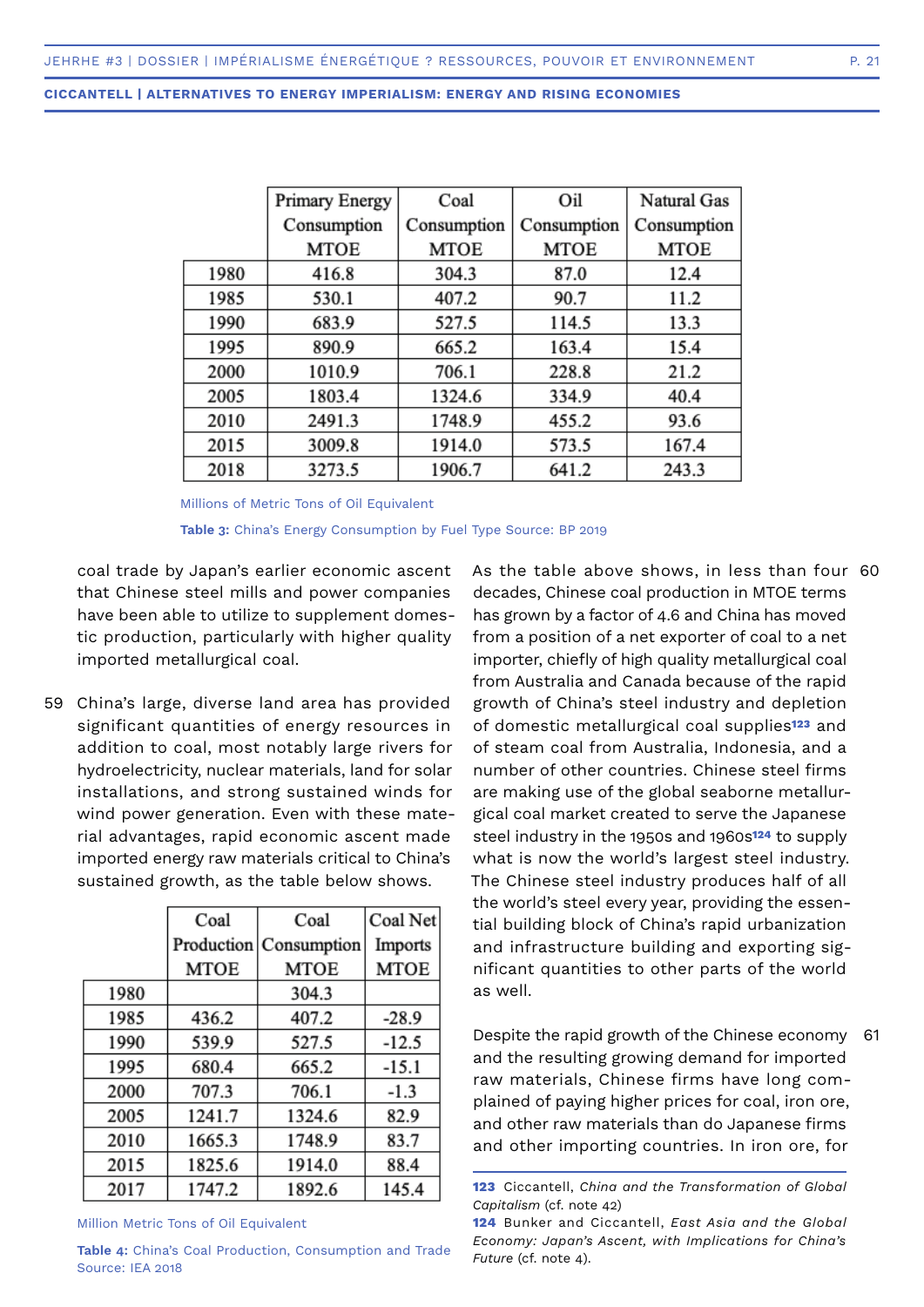| | Primary Energy Consumption MTOE | Coal Consumption MTOE | Oil Consumption MTOE | Natural Gas Consumption MTOE |
|---|---|---|---|---|
| 1980 | 416.8 | 304.3 | 87.0 | 12.4 |
| 1985 | 530.1 | 407.2 | 90.7 | 11.2 |
| 1990 | 683.9 | 527.5 | 114.5 | 13.3 |
| 1995 | 890.9 | 665.2 | 163.4 | 15.4 |
| 2000 | 1010.9 | 706.1 | 228.8 | 21.2 |
| 2005 | 1803.4 | 1324.6 | 334.9 | 40.4 |
| 2010 | 2491.3 | 1748.9 | 455.2 | 93.6 |
| 2015 | 3009.8 | 1914.0 | 573.5 | 167.4 |
| 2018 | 3273.5 | 1906.7 | 641.2 | 243.3 |

Millions of Metric Tons of Oil Equivalent

**Table 3:** China's Energy Consumption by Fuel Type Source: BP 2019

coal trade by Japan's earlier economic ascent that Chinese steel mills and power companies have been able to utilize to supplement domestic production, particularly with higher quality imported metallurgical coal.

59 China's large, diverse land area has provided significant quantities of energy resources in addition to coal, most notably large rivers for hydroelectricity, nuclear materials, land for solar installations, and strong sustained winds for wind power generation. Even with these material advantages, rapid economic ascent made imported energy raw materials critical to China's sustained growth, as the table below shows.

| | Coal Production MTOE | Coal Consumption MTOE | Coal Net Imports MTOE |
|---|---|---|---|
| 1980 | | 304.3 | |
| 1985 | 436.2 | 407.2 | -28.9 |
| 1990 | 539.9 | 527.5 | -12.5 |
| 1995 | 680.4 | 665.2 | -15.1 |
| 2000 | 707.3 | 706.1 | -1.3 |
| 2005 | 1241.7 | 1324.6 | 82.9 |
| 2010 | 1665.3 | 1748.9 | 83.7 |
| 2015 | 1825.6 | 1914.0 | 88.4 |
| 2017 | 1747.2 | 1892.6 | 145.4 |

Million Metric Tons of Oil Equivalent

**Table 4:** China's Coal Production, Consumption and Trade Source: IEA 2018

60 As the table above shows, in less than four decades, Chinese coal production in MTOE terms has grown by a factor of 4.6 and China has moved from a position of a net exporter of coal to a net importer, chiefly of high quality metallurgical coal from Australia and Canada because of the rapid growth of China's steel industry and depletion of domestic metallurgical coal supplies[123] and of steam coal from Australia, Indonesia, and a number of other countries. Chinese steel firms are making use of the global seaborne metallurgical coal market created to serve the Japanese steel industry in the 1950s and 1960s[124] to supply what is now the world's largest steel industry. The Chinese steel industry produces half of all the world's steel every year, providing the essential building block of China's rapid urbanization and infrastructure building and exporting significant quantities to other parts of the world as well.

61 Despite the rapid growth of the Chinese economy and the resulting growing demand for imported raw materials, Chinese firms have long complained of paying higher prices for coal, iron ore, and other raw materials than do Japanese firms and other importing countries. In iron ore, for

**123** Ciccantell, *China and the Transformation of Global Capitalism* (cf. note 42)

**124** Bunker and Ciccantell, *East Asia and the Global Economy: Japan's Ascent, with Implications for China's Future* (cf. note 4).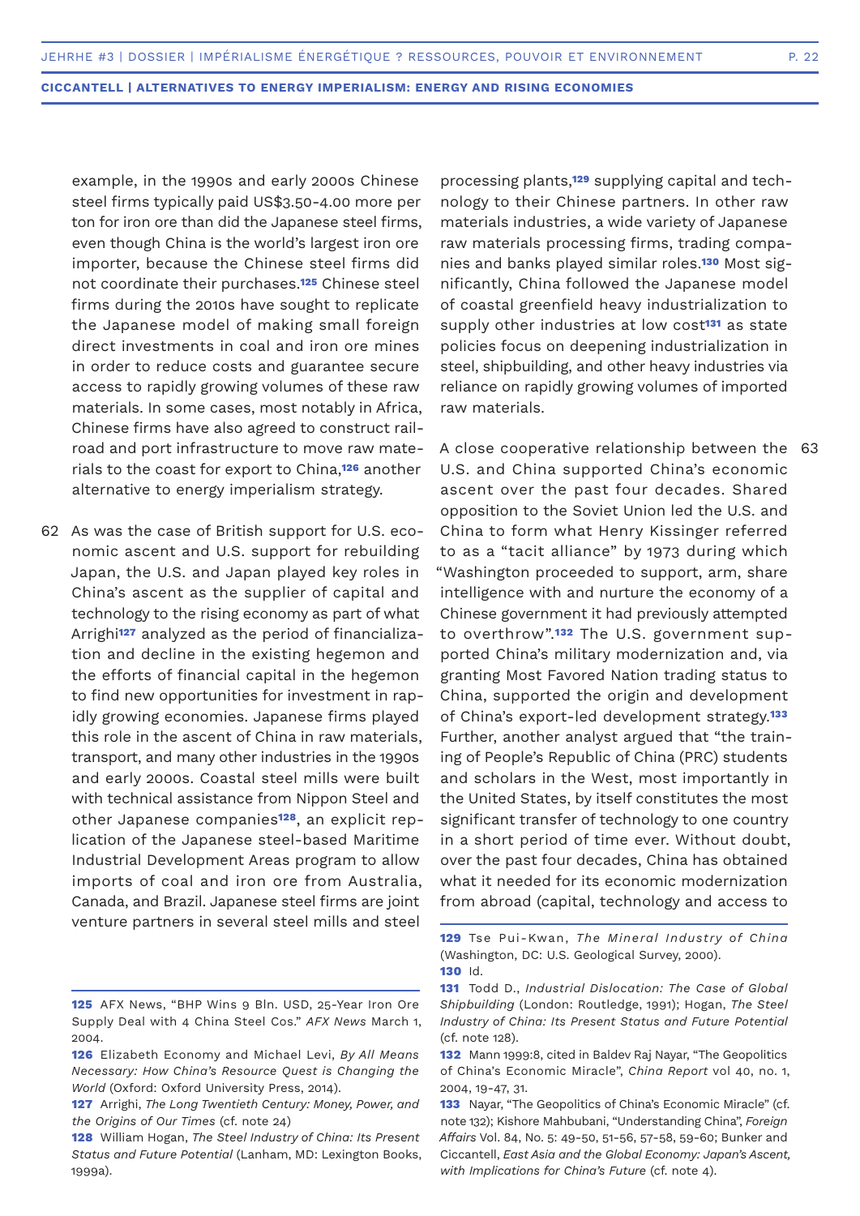example, in the 1990s and early 2000s Chinese steel firms typically paid US$3.50-4.00 more per ton for iron ore than did the Japanese steel firms, even though China is the world's largest iron ore importer, because the Chinese steel firms did not coordinate their purchases.[125] Chinese steel firms during the 2010s have sought to replicate the Japanese model of making small foreign direct investments in coal and iron ore mines in order to reduce costs and guarantee secure access to rapidly growing volumes of these raw materials. In some cases, most notably in Africa, Chinese firms have also agreed to construct railroad and port infrastructure to move raw materials to the coast for export to China,[126] another alternative to energy imperialism strategy.

62 As was the case of British support for U.S. economic ascent and U.S. support for rebuilding Japan, the U.S. and Japan played key roles in China's ascent as the supplier of capital and technology to the rising economy as part of what Arrighi[127] analyzed as the period of financialization and decline in the existing hegemon and the efforts of financial capital in the hegemon to find new opportunities for investment in rapidly growing economies. Japanese firms played this role in the ascent of China in raw materials, transport, and many other industries in the 1990s and early 2000s. Coastal steel mills were built with technical assistance from Nippon Steel and other Japanese companies[128], an explicit replication of the Japanese steel-based Maritime Industrial Development Areas program to allow imports of coal and iron ore from Australia, Canada, and Brazil. Japanese steel firms are joint venture partners in several steel mills and steel processing plants,[129] supplying capital and technology to their Chinese partners. In other raw materials industries, a wide variety of Japanese raw materials processing firms, trading companies and banks played similar roles.[130] Most significantly, China followed the Japanese model of coastal greenfield heavy industrialization to supply other industries at low cost[131] as state policies focus on deepening industrialization in steel, shipbuilding, and other heavy industries via reliance on rapidly growing volumes of imported raw materials.

63 A close cooperative relationship between the U.S. and China supported China's economic ascent over the past four decades. Shared opposition to the Soviet Union led the U.S. and China to form what Henry Kissinger referred to as a "tacit alliance" by 1973 during which "Washington proceeded to support, arm, share intelligence with and nurture the economy of a Chinese government it had previously attempted to overthrow".[132] The U.S. government supported China's military modernization and, via granting Most Favored Nation trading status to China, supported the origin and development of China's export-led development strategy.[133] Further, another analyst argued that "the training of People's Republic of China (PRC) students and scholars in the West, most importantly in the United States, by itself constitutes the most significant transfer of technology to one country in a short period of time ever. Without doubt, over the past four decades, China has obtained what it needed for its economic modernization from abroad (capital, technology and access to

---

**125** AFX News, "BHP Wins 9 Bln. USD, 25-Year Iron Ore Supply Deal with 4 China Steel Cos." *AFX News* March 1, 2004.

**126** Elizabeth Economy and Michael Levi, *By All Means Necessary: How China's Resource Quest is Changing the World* (Oxford: Oxford University Press, 2014).

**127** Arrighi, *The Long Twentieth Century: Money, Power, and the Origins of Our Times* (cf. note 24)

**128** William Hogan, *The Steel Industry of China: Its Present Status and Future Potential* (Lanham, MD: Lexington Books, 1999a).

**129** Tse Pui-Kwan, *The Mineral Industry of China* (Washington, DC: U.S. Geological Survey, 2000).

**130** Id.

**131** Todd D., *Industrial Dislocation: The Case of Global Shipbuilding* (London: Routledge, 1991); Hogan, *The Steel Industry of China: Its Present Status and Future Potential* (cf. note 128).

**132** Mann 1999:8, cited in Baldev Raj Nayar, "The Geopolitics of China's Economic Miracle", *China Report* vol 40, no. 1, 2004, 19-47, 31.

**133** Nayar, "The Geopolitics of China's Economic Miracle" (cf. note 132); Kishore Mahbubani, "Understanding China", *Foreign Affairs* Vol. 84, No. 5: 49-50, 51-56, 57-58, 59-60; Bunker and Ciccantell, *East Asia and the Global Economy: Japan's Ascent, with Implications for China's Future* (cf. note 4).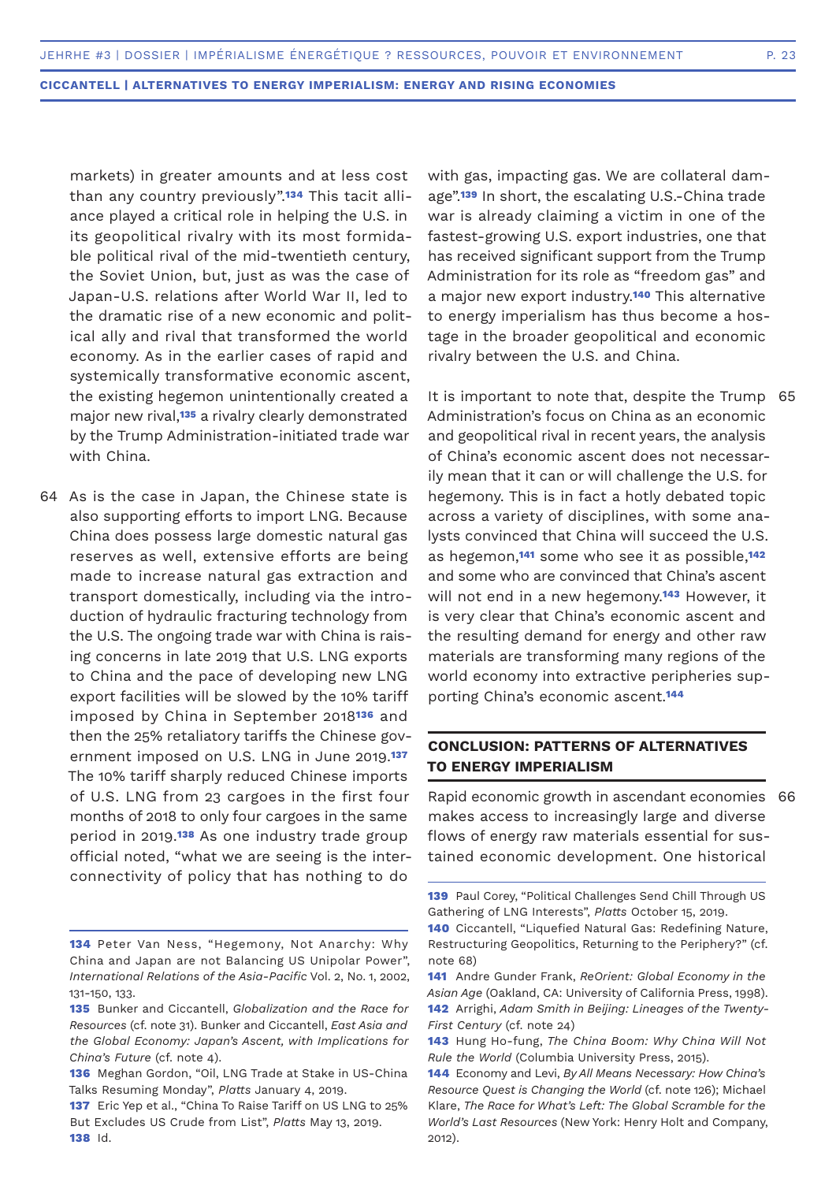markets) in greater amounts and at less cost than any country previously".[134] This tacit alliance played a critical role in helping the U.S. in its geopolitical rivalry with its most formidable political rival of the mid-twentieth century, the Soviet Union, but, just as was the case of Japan-U.S. relations after World War II, led to the dramatic rise of a new economic and political ally and rival that transformed the world economy. As in the earlier cases of rapid and systemically transformative economic ascent, the existing hegemon unintentionally created a major new rival,[135] a rivalry clearly demonstrated by the Trump Administration-initiated trade war with China.

64 As is the case in Japan, the Chinese state is also supporting efforts to import LNG. Because China does possess large domestic natural gas reserves as well, extensive efforts are being made to increase natural gas extraction and transport domestically, including via the introduction of hydraulic fracturing technology from the U.S. The ongoing trade war with China is raising concerns in late 2019 that U.S. LNG exports to China and the pace of developing new LNG export facilities will be slowed by the 10% tariff imposed by China in September 2018[136] and then the 25% retaliatory tariffs the Chinese government imposed on U.S. LNG in June 2019.[137] The 10% tariff sharply reduced Chinese imports of U.S. LNG from 23 cargoes in the first four months of 2018 to only four cargoes in the same period in 2019.[138] As one industry trade group official noted, "what we are seeing is the interconnectivity of policy that has nothing to do with gas, impacting gas. We are collateral damage".[139] In short, the escalating U.S.-China trade war is already claiming a victim in one of the fastest-growing U.S. export industries, one that has received significant support from the Trump Administration for its role as "freedom gas" and a major new export industry.[140] This alternative to energy imperialism has thus become a hostage in the broader geopolitical and economic rivalry between the U.S. and China.

65 It is important to note that, despite the Trump Administration's focus on China as an economic and geopolitical rival in recent years, the analysis of China's economic ascent does not necessarily mean that it can or will challenge the U.S. for hegemony. This is in fact a hotly debated topic across a variety of disciplines, with some analysts convinced that China will succeed the U.S. as hegemon,[141] some who see it as possible,[142] and some who are convinced that China's ascent will not end in a new hegemony.[143] However, it is very clear that China's economic ascent and the resulting demand for energy and other raw materials are transforming many regions of the world economy into extractive peripheries supporting China's economic ascent.[144]

## CONCLUSION: PATTERNS OF ALTERNATIVES TO ENERGY IMPERIALISM

66 Rapid economic growth in ascendant economies makes access to increasingly large and diverse flows of energy raw materials essential for sustained economic development. One historical

---

**134** Peter Van Ness, "Hegemony, Not Anarchy: Why China and Japan are not Balancing US Unipolar Power", *International Relations of the Asia-Pacific* Vol. 2, No. 1, 2002, 131-150, 133.

**135** Bunker and Ciccantell, *Globalization and the Race for Resources* (cf. note 31). Bunker and Ciccantell, *East Asia and the Global Economy: Japan's Ascent, with Implications for China's Future* (cf. note 4).

**136** Meghan Gordon, "Oil, LNG Trade at Stake in US-China Talks Resuming Monday", *Platts* January 4, 2019.

**137** Eric Yep et al., "China To Raise Tariff on US LNG to 25% But Excludes US Crude from List", *Platts* May 13, 2019.

**138** Id.

**139** Paul Corey, "Political Challenges Send Chill Through US Gathering of LNG Interests", *Platts* October 15, 2019.

**140** Ciccantell, "Liquefied Natural Gas: Redefining Nature, Restructuring Geopolitics, Returning to the Periphery?" (cf. note 68)

**141** Andre Gunder Frank, *ReOrient: Global Economy in the Asian Age* (Oakland, CA: University of California Press, 1998).

**142** Arrighi, *Adam Smith in Beijing: Lineages of the Twenty-First Century* (cf. note 24)

**143** Hung Ho-fung, *The China Boom: Why China Will Not Rule the World* (Columbia University Press, 2015).

**144** Economy and Levi, *By All Means Necessary: How China's Resource Quest is Changing the World* (cf. note 126); Michael Klare, *The Race for What's Left: The Global Scramble for the World's Last Resources* (New York: Henry Holt and Company, 2012).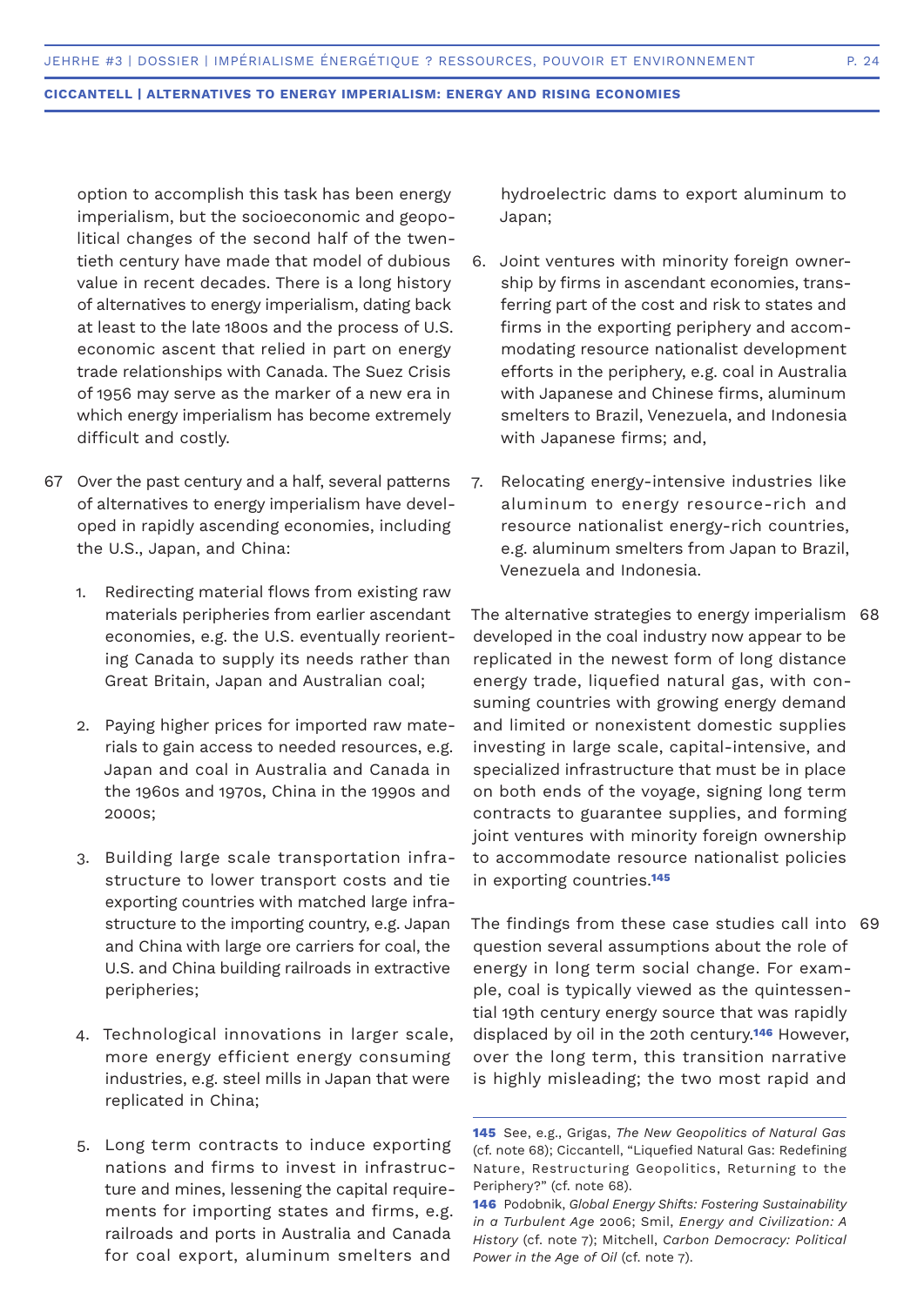option to accomplish this task has been energy imperialism, but the socioeconomic and geopolitical changes of the second half of the twentieth century have made that model of dubious value in recent decades. There is a long history of alternatives to energy imperialism, dating back at least to the late 1800s and the process of U.S. economic ascent that relied in part on energy trade relationships with Canada. The Suez Crisis of 1956 may serve as the marker of a new era in which energy imperialism has become extremely difficult and costly.

67 Over the past century and a half, several patterns of alternatives to energy imperialism have developed in rapidly ascending economies, including the U.S., Japan, and China:

1. Redirecting material flows from existing raw materials peripheries from earlier ascendant economies, e.g. the U.S. eventually reorienting Canada to supply its needs rather than Great Britain, Japan and Australian coal;
2. Paying higher prices for imported raw materials to gain access to needed resources, e.g. Japan and coal in Australia and Canada in the 1960s and 1970s, China in the 1990s and 2000s;
3. Building large scale transportation infrastructure to lower transport costs and tie exporting countries with matched large infrastructure to the importing country, e.g. Japan and China with large ore carriers for coal, the U.S. and China building railroads in extractive peripheries;
4. Technological innovations in larger scale, more energy efficient energy consuming industries, e.g. steel mills in Japan that were replicated in China;
5. Long term contracts to induce exporting nations and firms to invest in infrastructure and mines, lessening the capital requirements for importing states and firms, e.g. railroads and ports in Australia and Canada for coal export, aluminum smelters and hydroelectric dams to export aluminum to Japan;
6. Joint ventures with minority foreign ownership by firms in ascendant economies, transferring part of the cost and risk to states and firms in the exporting periphery and accommodating resource nationalist development efforts in the periphery, e.g. coal in Australia with Japanese and Chinese firms, aluminum smelters to Brazil, Venezuela, and Indonesia with Japanese firms; and,
7. Relocating energy-intensive industries like aluminum to energy resource-rich and resource nationalist energy-rich countries, e.g. aluminum smelters from Japan to Brazil, Venezuela and Indonesia.

68 The alternative strategies to energy imperialism developed in the coal industry now appear to be replicated in the newest form of long distance energy trade, liquefied natural gas, with consuming countries with growing energy demand and limited or nonexistent domestic supplies investing in large scale, capital-intensive, and specialized infrastructure that must be in place on both ends of the voyage, signing long term contracts to guarantee supplies, and forming joint ventures with minority foreign ownership to accommodate resource nationalist policies in exporting countries.[145]

69 The findings from these case studies call into question several assumptions about the role of energy in long term social change. For example, coal is typically viewed as the quintessential 19th century energy source that was rapidly displaced by oil in the 20th century.[146] However, over the long term, this transition narrative is highly misleading; the two most rapid and

---

**145** See, e.g., Grigas, *The New Geopolitics of Natural Gas* (cf. note 68); Ciccantell, "Liquefied Natural Gas: Redefining Nature, Restructuring Geopolitics, Returning to the Periphery?" (cf. note 68).

**146** Podobnik, *Global Energy Shifts: Fostering Sustainability in a Turbulent Age* 2006; Smil, *Energy and Civilization: A History* (cf. note 7); Mitchell, *Carbon Democracy: Political Power in the Age of Oil* (cf. note 7).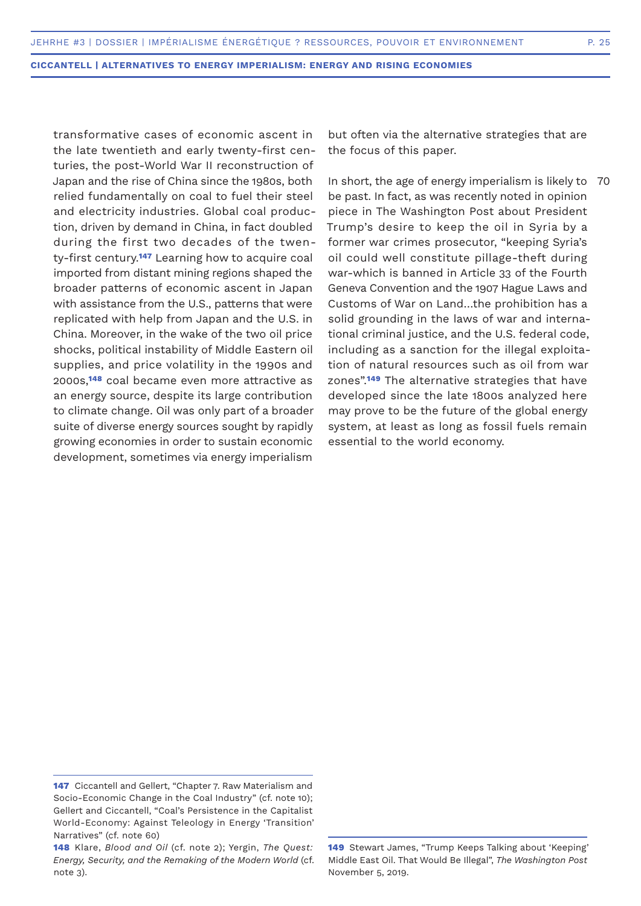transformative cases of economic ascent in the late twentieth and early twenty-first centuries, the post-World War II reconstruction of Japan and the rise of China since the 1980s, both relied fundamentally on coal to fuel their steel and electricity industries. Global coal production, driven by demand in China, in fact doubled during the first two decades of the twenty-first century.[147] Learning how to acquire coal imported from distant mining regions shaped the broader patterns of economic ascent in Japan with assistance from the U.S., patterns that were replicated with help from Japan and the U.S. in China. Moreover, in the wake of the two oil price shocks, political instability of Middle Eastern oil supplies, and price volatility in the 1990s and 2000s,[148] coal became even more attractive as an energy source, despite its large contribution to climate change. Oil was only part of a broader suite of diverse energy sources sought by rapidly growing economies in order to sustain economic development, sometimes via energy imperialism but often via the alternative strategies that are the focus of this paper.

70 In short, the age of energy imperialism is likely to be past. In fact, as was recently noted in opinion piece in The Washington Post about President Trump's desire to keep the oil in Syria by a former war crimes prosecutor, "keeping Syria's oil could well constitute pillage-theft during war-which is banned in Article 33 of the Fourth Geneva Convention and the 1907 Hague Laws and Customs of War on Land...the prohibition has a solid grounding in the laws of war and international criminal justice, and the U.S. federal code, including as a sanction for the illegal exploitation of natural resources such as oil from war zones".[149] The alternative strategies that have developed since the late 1800s analyzed here may prove to be the future of the global energy system, at least as long as fossil fuels remain essential to the world economy.

---

**147** Ciccantell and Gellert, "Chapter 7. Raw Materialism and Socio-Economic Change in the Coal Industry" (cf. note 10); Gellert and Ciccantell, "Coal's Persistence in the Capitalist World-Economy: Against Teleology in Energy 'Transition' Narratives" (cf. note 60)

**148** Klare, *Blood and Oil* (cf. note 2); Yergin, *The Quest: Energy, Security, and the Remaking of the Modern World* (cf. note 3).

**149** Stewart James, "Trump Keeps Talking about 'Keeping' Middle East Oil. That Would Be Illegal", *The Washington Post* November 5, 2019.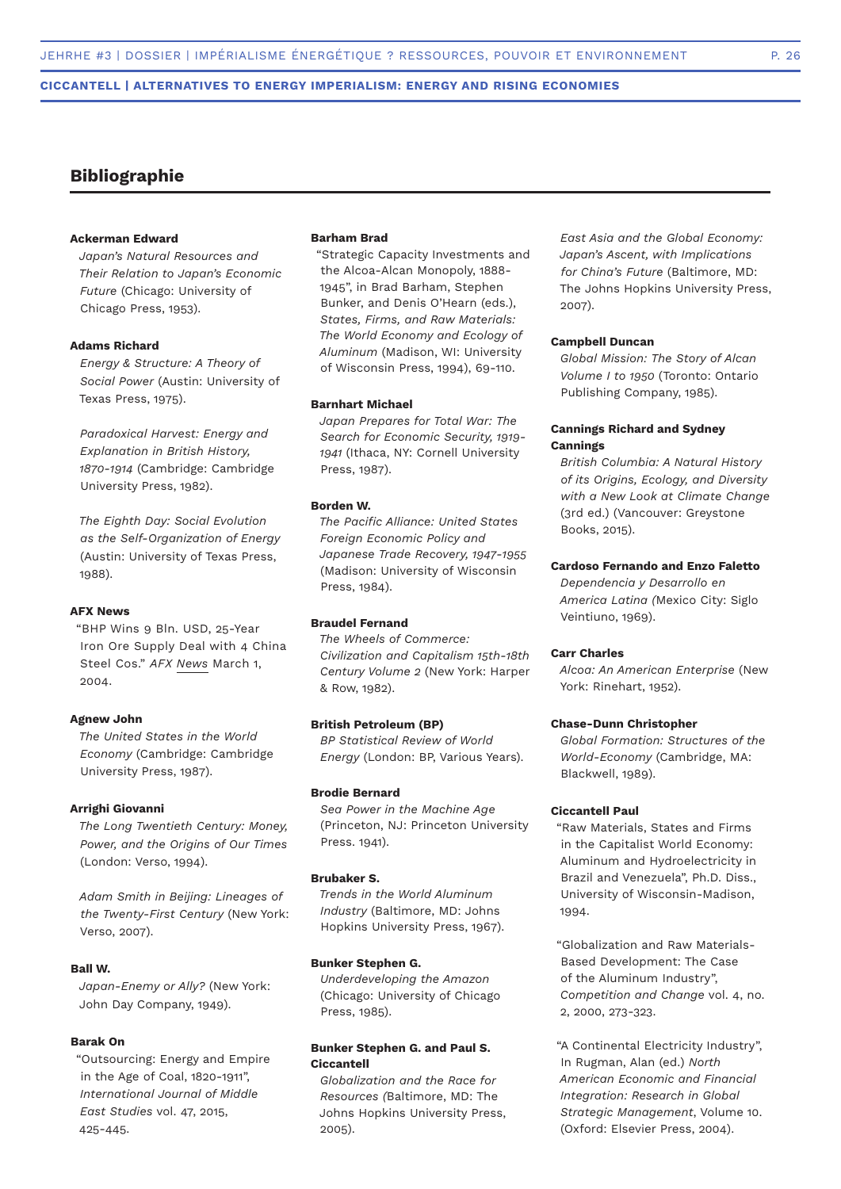## Bibliographie

**Ackerman Edward**

*Japan's Natural Resources and Their Relation to Japan's Economic Future* (Chicago: University of Chicago Press, 1953).

**Adams Richard**

*Energy & Structure: A Theory of Social Power* (Austin: University of Texas Press, 1975).

*Paradoxical Harvest: Energy and Explanation in British History, 1870-1914* (Cambridge: Cambridge University Press, 1982).

*The Eighth Day: Social Evolution as the Self-Organization of Energy* (Austin: University of Texas Press, 1988).

**AFX News**

"BHP Wins 9 Bln. USD, 25-Year Iron Ore Supply Deal with 4 China Steel Cos." *AFX News* March 1, 2004.

**Agnew John**

*The United States in the World Economy* (Cambridge: Cambridge University Press, 1987).

**Arrighi Giovanni**

*The Long Twentieth Century: Money, Power, and the Origins of Our Times* (London: Verso, 1994).

*Adam Smith in Beijing: Lineages of the Twenty-First Century* (New York: Verso, 2007).

**Ball W.**

*Japan-Enemy or Ally?* (New York: John Day Company, 1949).

**Barak On**

"Outsourcing: Energy and Empire in the Age of Coal, 1820-1911", *International Journal of Middle East Studies* vol. 47, 2015, 425-445.

**Barham Brad**

"Strategic Capacity Investments and the Alcoa-Alcan Monopoly, 1888-1945", in Brad Barham, Stephen Bunker, and Denis O'Hearn (eds.), *States, Firms, and Raw Materials: The World Economy and Ecology of Aluminum* (Madison, WI: University of Wisconsin Press, 1994), 69-110.

**Barnhart Michael**

*Japan Prepares for Total War: The Search for Economic Security, 1919-1941* (Ithaca, NY: Cornell University Press, 1987).

**Borden W.**

*The Pacific Alliance: United States Foreign Economic Policy and Japanese Trade Recovery, 1947-1955* (Madison: University of Wisconsin Press, 1984).

**Braudel Fernand**

*The Wheels of Commerce: Civilization and Capitalism 15th-18th Century Volume 2* (New York: Harper & Row, 1982).

**British Petroleum (BP)**

*BP Statistical Review of World Energy* (London: BP, Various Years).

**Brodie Bernard**

*Sea Power in the Machine Age* (Princeton, NJ: Princeton University Press. 1941).

**Brubaker S.**

*Trends in the World Aluminum Industry* (Baltimore, MD: Johns Hopkins University Press, 1967).

**Bunker Stephen G.**

*Underdeveloping the Amazon* (Chicago: University of Chicago Press, 1985).

**Bunker Stephen G. and Paul S. Ciccantell**

*Globalization and the Race for Resources* (Baltimore, MD: The Johns Hopkins University Press, 2005).

*East Asia and the Global Economy: Japan's Ascent, with Implications for China's Future* (Baltimore, MD: The Johns Hopkins University Press, 2007).

**Campbell Duncan**

*Global Mission: The Story of Alcan Volume I to 1950* (Toronto: Ontario Publishing Company, 1985).

**Cannings Richard and Sydney Cannings**

*British Columbia: A Natural History of its Origins, Ecology, and Diversity with a New Look at Climate Change* (3rd ed.) (Vancouver: Greystone Books, 2015).

**Cardoso Fernando and Enzo Faletto**

*Dependencia y Desarrollo en America Latina* (Mexico City: Siglo Veintiuno, 1969).

**Carr Charles**

*Alcoa: An American Enterprise* (New York: Rinehart, 1952).

**Chase-Dunn Christopher**

*Global Formation: Structures of the World-Economy* (Cambridge, MA: Blackwell, 1989).

**Ciccantell Paul**

"Raw Materials, States and Firms in the Capitalist World Economy: Aluminum and Hydroelectricity in Brazil and Venezuela", Ph.D. Diss., University of Wisconsin-Madison, 1994.

"Globalization and Raw Materials-Based Development: The Case of the Aluminum Industry", *Competition and Change* vol. 4, no. 2, 2000, 273-323.

"A Continental Electricity Industry", In Rugman, Alan (ed.) *North American Economic and Financial Integration: Research in Global Strategic Management*, Volume 10. (Oxford: Elsevier Press, 2004).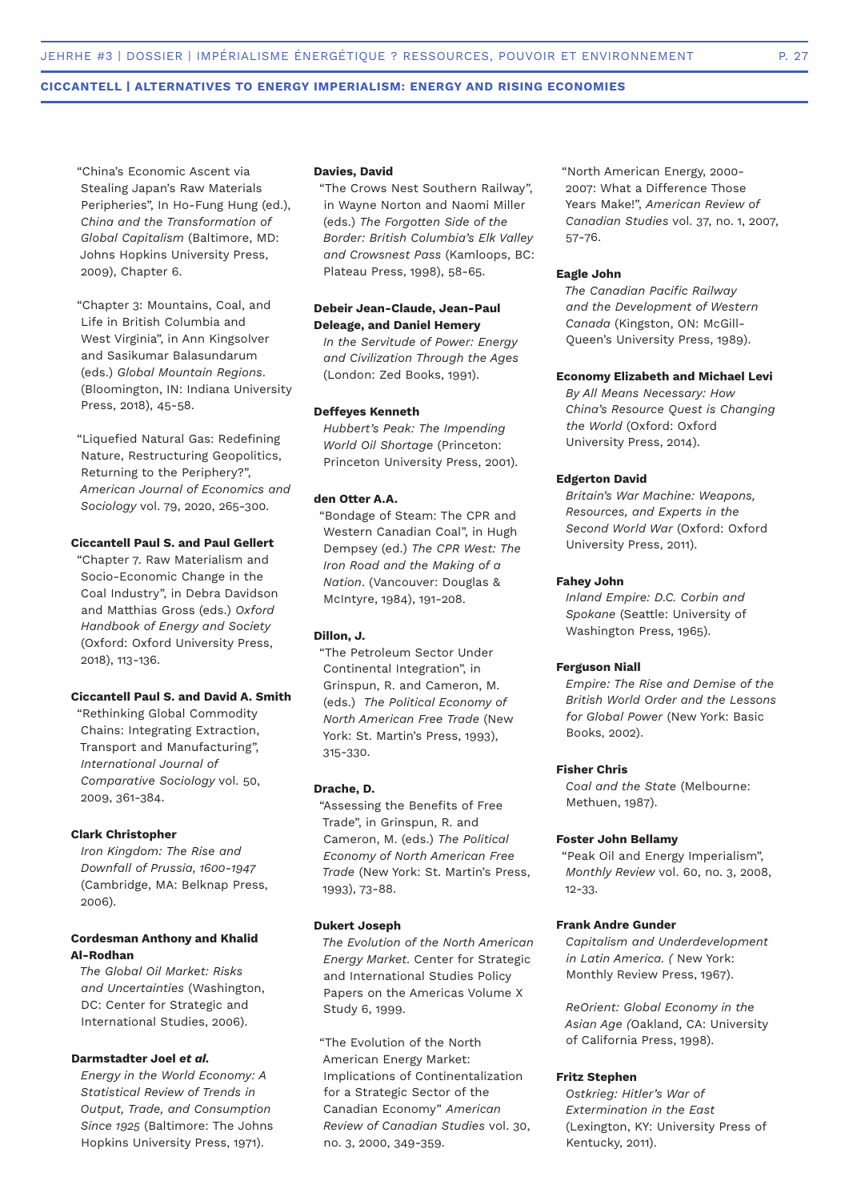"China's Economic Ascent via Stealing Japan's Raw Materials Peripheries", In Ho-Fung Hung (ed.), *China and the Transformation of Global Capitalism* (Baltimore, MD: Johns Hopkins University Press, 2009), Chapter 6.

"Chapter 3: Mountains, Coal, and Life in British Columbia and West Virginia", in Ann Kingsolver and Sasikumar Balasundarum (eds.) *Global Mountain Regions*. (Bloomington, IN: Indiana University Press, 2018), 45-58.

"Liquefied Natural Gas: Redefining Nature, Restructuring Geopolitics, Returning to the Periphery?", *American Journal of Economics and Sociology* vol. 79, 2020, 265-300.

**Ciccantell Paul S. and Paul Gellert**
"Chapter 7. Raw Materialism and Socio-Economic Change in the Coal Industry", in Debra Davidson and Matthias Gross (eds.) *Oxford Handbook of Energy and Society* (Oxford: Oxford University Press, 2018), 113-136.

**Ciccantell Paul S. and David A. Smith**
"Rethinking Global Commodity Chains: Integrating Extraction, Transport and Manufacturing", *International Journal of Comparative Sociology* vol. 50, 2009, 361-384.

**Clark Christopher**
*Iron Kingdom: The Rise and Downfall of Prussia, 1600-1947* (Cambridge, MA: Belknap Press, 2006).

**Cordesman Anthony and Khalid Al-Rodhan**
*The Global Oil Market: Risks and Uncertainties* (Washington, DC: Center for Strategic and International Studies, 2006).

**Darmstadter Joel *et al.***
*Energy in the World Economy: A Statistical Review of Trends in Output, Trade, and Consumption Since 1925* (Baltimore: The Johns Hopkins University Press, 1971).

**Davies, David**
"The Crows Nest Southern Railway", in Wayne Norton and Naomi Miller (eds.) *The Forgotten Side of the Border: British Columbia's Elk Valley and Crowsnest Pass* (Kamloops, BC: Plateau Press, 1998), 58-65.

**Debeir Jean-Claude, Jean-Paul Deleage, and Daniel Hemery**
*In the Servitude of Power: Energy and Civilization Through the Ages* (London: Zed Books, 1991).

**Deffeyes Kenneth**
*Hubbert's Peak: The Impending World Oil Shortage* (Princeton: Princeton University Press, 2001).

**den Otter A.A.**
"Bondage of Steam: The CPR and Western Canadian Coal", in Hugh Dempsey (ed.) *The CPR West: The Iron Road and the Making of a Nation*. (Vancouver: Douglas & McIntyre, 1984), 191-208.

**Dillon, J.**
"The Petroleum Sector Under Continental Integration", in Grinspun, R. and Cameron, M. (eds.) *The Political Economy of North American Free Trade* (New York: St. Martin's Press, 1993), 315-330.

**Drache, D.**
"Assessing the Benefits of Free Trade", in Grinspun, R. and Cameron, M. (eds.) *The Political Economy of North American Free Trade* (New York: St. Martin's Press, 1993), 73-88.

**Dukert Joseph**
*The Evolution of the North American Energy Market*. Center for Strategic and International Studies Policy Papers on the Americas Volume X Study 6, 1999.

"The Evolution of the North American Energy Market: Implications of Continentalization for a Strategic Sector of the Canadian Economy" *American Review of Canadian Studies* vol. 30, no. 3, 2000, 349-359.

"North American Energy, 2000-2007: What a Difference Those Years Make!", *American Review of Canadian Studies* vol. 37, no. 1, 2007, 57-76.

**Eagle John**
*The Canadian Pacific Railway and the Development of Western Canada* (Kingston, ON: McGill-Queen's University Press, 1989).

**Economy Elizabeth and Michael Levi**
*By All Means Necessary: How China's Resource Quest is Changing the World* (Oxford: Oxford University Press, 2014).

**Edgerton David**
*Britain's War Machine: Weapons, Resources, and Experts in the Second World War* (Oxford: Oxford University Press, 2011).

**Fahey John**
*Inland Empire: D.C. Corbin and Spokane* (Seattle: University of Washington Press, 1965).

**Ferguson Niall**
*Empire: The Rise and Demise of the British World Order and the Lessons for Global Power* (New York: Basic Books, 2002).

**Fisher Chris**
*Coal and the State* (Melbourne: Methuen, 1987).

**Foster John Bellamy**
"Peak Oil and Energy Imperialism", *Monthly Review* vol. 60, no. 3, 2008, 12-33.

**Frank Andre Gunder**
*Capitalism and Underdevelopment in Latin America*. ( New York: Monthly Review Press, 1967).

*ReOrient: Global Economy in the Asian Age* (Oakland, CA: University of California Press, 1998).

**Fritz Stephen**
*Ostkrieg: Hitler's War of Extermination in the East* (Lexington, KY: University Press of Kentucky, 2011).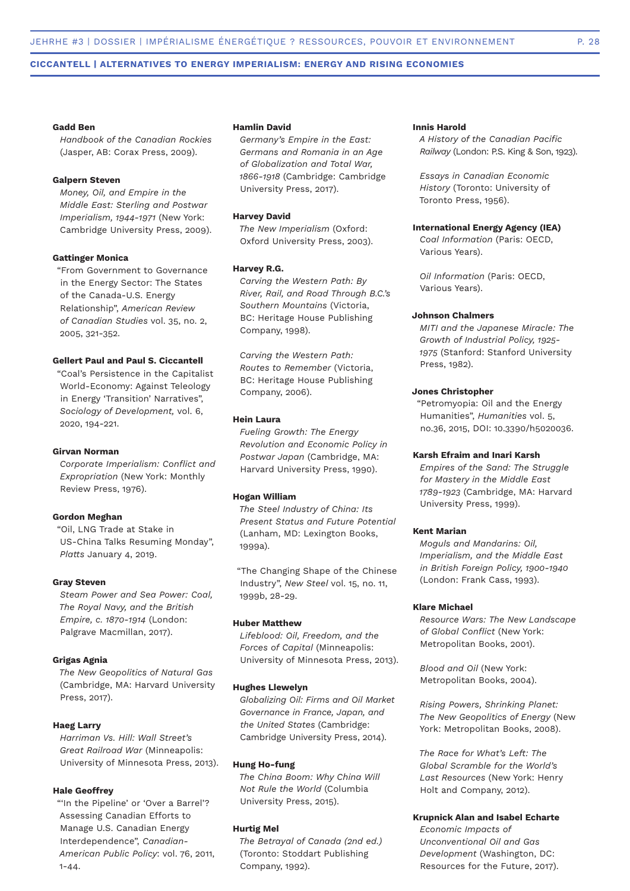**Gadd Ben**
*Handbook of the Canadian Rockies* (Jasper, AB: Corax Press, 2009).

**Galpern Steven**
*Money, Oil, and Empire in the Middle East: Sterling and Postwar Imperialism, 1944-1971* (New York: Cambridge University Press, 2009).

**Gattinger Monica**
"From Government to Governance in the Energy Sector: The States of the Canada-U.S. Energy Relationship", *American Review of Canadian Studies* vol. 35, no. 2, 2005, 321-352.

**Gellert Paul and Paul S. Ciccantell**
"Coal's Persistence in the Capitalist World-Economy: Against Teleology in Energy 'Transition' Narratives", *Sociology of Development,* vol. 6, 2020, 194-221.

**Girvan Norman**
*Corporate Imperialism: Conflict and Expropriation* (New York: Monthly Review Press, 1976).

**Gordon Meghan**
"Oil, LNG Trade at Stake in US-China Talks Resuming Monday", *Platts* January 4, 2019.

**Gray Steven**
*Steam Power and Sea Power: Coal, The Royal Navy, and the British Empire, c. 1870-1914* (London: Palgrave Macmillan, 2017).

**Grigas Agnia**
*The New Geopolitics of Natural Gas* (Cambridge, MA: Harvard University Press, 2017).

**Haeg Larry**
*Harriman Vs. Hill: Wall Street's Great Railroad War* (Minneapolis: University of Minnesota Press, 2013).

**Hale Geoffrey**
"'In the Pipeline' or 'Over a Barrel'? Assessing Canadian Efforts to Manage U.S. Canadian Energy Interdependence", *Canadian-American Public Policy*: vol. 76, 2011, 1-44.

**Hamlin David**
*Germany's Empire in the East: Germans and Romania in an Age of Globalization and Total War, 1866-1918* (Cambridge: Cambridge University Press, 2017).

**Harvey David**
*The New Imperialism* (Oxford: Oxford University Press, 2003).

**Harvey R.G.**
*Carving the Western Path: By River, Rail, and Road Through B.C.'s Southern Mountains* (Victoria, BC: Heritage House Publishing Company, 1998).

*Carving the Western Path: Routes to Remember* (Victoria, BC: Heritage House Publishing Company, 2006).

**Hein Laura**
*Fueling Growth: The Energy Revolution and Economic Policy in Postwar Japan* (Cambridge, MA: Harvard University Press, 1990).

**Hogan William**
*The Steel Industry of China: Its Present Status and Future Potential* (Lanham, MD: Lexington Books, 1999a).

"The Changing Shape of the Chinese Industry", *New Steel* vol. 15, no. 11, 1999b, 28-29.

**Huber Matthew**
*Lifeblood: Oil, Freedom, and the Forces of Capital* (Minneapolis: University of Minnesota Press, 2013).

**Hughes Llewelyn**
*Globalizing Oil: Firms and Oil Market Governance in France, Japan, and the United States* (Cambridge: Cambridge University Press, 2014).

**Hung Ho-fung**
*The China Boom: Why China Will Not Rule the World* (Columbia University Press, 2015).

**Hurtig Mel**
*The Betrayal of Canada (2nd ed.)* (Toronto: Stoddart Publishing Company, 1992).

**Innis Harold**
*A History of the Canadian Pacific Railway* (London: P.S. King & Son, 1923).

*Essays in Canadian Economic History* (Toronto: University of Toronto Press, 1956).

**International Energy Agency (IEA)**
*Coal Information* (Paris: OECD, Various Years).

*Oil Information* (Paris: OECD, Various Years).

**Johnson Chalmers**
*MITI and the Japanese Miracle: The Growth of Industrial Policy, 1925-1975* (Stanford: Stanford University Press, 1982).

**Jones Christopher**
"Petromyopia: Oil and the Energy Humanities", *Humanities* vol. 5, no.36, 2015, DOI: 10.3390/h5020036.

**Karsh Efraim and Inari Karsh**
*Empires of the Sand: The Struggle for Mastery in the Middle East 1789-1923* (Cambridge, MA: Harvard University Press, 1999).

**Kent Marian**
*Moguls and Mandarins: Oil, Imperialism, and the Middle East in British Foreign Policy, 1900-1940* (London: Frank Cass, 1993).

**Klare Michael**
*Resource Wars: The New Landscape of Global Conflict* (New York: Metropolitan Books, 2001).

*Blood and Oil* (New York: Metropolitan Books, 2004).

*Rising Powers, Shrinking Planet: The New Geopolitics of Energy* (New York: Metropolitan Books, 2008).

*The Race for What's Left: The Global Scramble for the World's Last Resources* (New York: Henry Holt and Company, 2012).

**Krupnick Alan and Isabel Echarte**
*Economic Impacts of Unconventional Oil and Gas Development* (Washington, DC: Resources for the Future, 2017).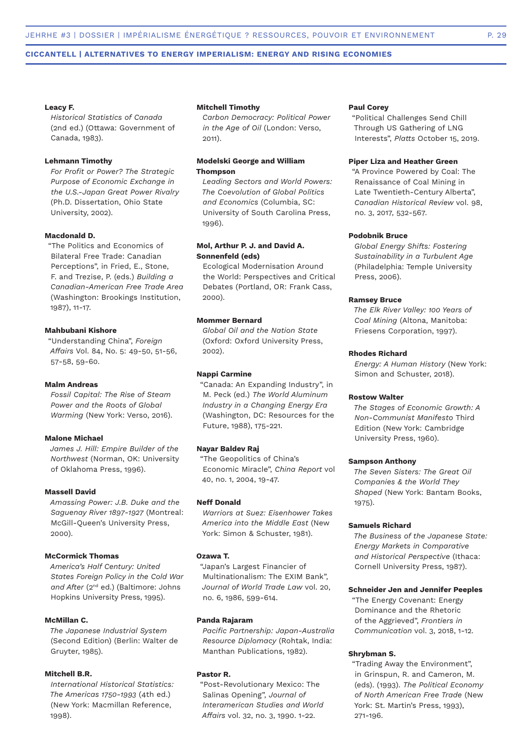**Leacy F.**
*Historical Statistics of Canada* (2nd ed.) (Ottawa: Government of Canada, 1983).

**Lehmann Timothy**
*For Profit or Power? The Strategic Purpose of Economic Exchange in the U.S.-Japan Great Power Rivalry* (Ph.D. Dissertation, Ohio State University, 2002).

**Macdonald D.**
"The Politics and Economics of Bilateral Free Trade: Canadian Perceptions", in Fried, E., Stone, F. and Trezise, P. (eds.) *Building a Canadian-American Free Trade Area* (Washington: Brookings Institution, 1987), 11-17.

**Mahbubani Kishore**
"Understanding China", *Foreign Affairs* Vol. 84, No. 5: 49-50, 51-56, 57-58, 59-60.

**Malm Andreas**
*Fossil Capital: The Rise of Steam Power and the Roots of Global Warming* (New York: Verso, 2016).

**Malone Michael**
*James J. Hill: Empire Builder of the Northwest* (Norman, OK: University of Oklahoma Press, 1996).

**Massell David**
*Amassing Power: J.B. Duke and the Saguenay River 1897-1927* (Montreal: McGill-Queen's University Press, 2000).

**McCormick Thomas**
*America's Half Century: United States Foreign Policy in the Cold War and After* (2nd ed.) (Baltimore: Johns Hopkins University Press, 1995).

**McMillan C.**
*The Japanese Industrial System* (Second Edition) (Berlin: Walter de Gruyter, 1985).

**Mitchell B.R.**
*International Historical Statistics: The Americas 1750-1993* (4th ed.) (New York: Macmillan Reference, 1998).

**Mitchell Timothy**
*Carbon Democracy: Political Power in the Age of Oil* (London: Verso, 2011).

**Modelski George and William Thompson**
*Leading Sectors and World Powers: The Coevolution of Global Politics and Economics* (Columbia, SC: University of South Carolina Press, 1996).

**Mol, Arthur P. J. and David A. Sonnenfeld (eds)**
Ecological Modernisation Around the World: Perspectives and Critical Debates (Portland, OR: Frank Cass, 2000).

**Mommer Bernard**
*Global Oil and the Nation State* (Oxford: Oxford University Press, 2002).

**Nappi Carmine**
"Canada: An Expanding Industry", in M. Peck (ed.) *The World Aluminum Industry in a Changing Energy Era* (Washington, DC: Resources for the Future, 1988), 175-221.

**Nayar Baldev Raj**
"The Geopolitics of China's Economic Miracle", *China Report* vol 40, no. 1, 2004, 19-47.

**Neff Donald**
*Warriors at Suez: Eisenhower Takes America into the Middle East* (New York: Simon & Schuster, 1981).

**Ozawa T.**
"Japan's Largest Financier of Multinationalism: The EXIM Bank", *Journal of World Trade Law* vol. 20, no. 6, 1986, 599-614.

**Panda Rajaram**
*Pacific Partnership: Japan-Australia Resource Diplomacy* (Rohtak, India: Manthan Publications, 1982).

**Pastor R.**
"Post-Revolutionary Mexico: The Salinas Opening", *Journal of Interamerican Studies and World Affairs* vol. 32, no. 3, 1990. 1-22.

**Paul Corey**
"Political Challenges Send Chill Through US Gathering of LNG Interests", *Platts* October 15, 2019.

**Piper Liza and Heather Green**
"A Province Powered by Coal: The Renaissance of Coal Mining in Late Twentieth-Century Alberta", *Canadian Historical Review* vol. 98, no. 3, 2017, 532-567.

**Podobnik Bruce**
*Global Energy Shifts: Fostering Sustainability in a Turbulent Age* (Philadelphia: Temple University Press, 2006).

**Ramsey Bruce**
*The Elk River Valley: 100 Years of Coal Mining* (Altona, Manitoba: Friesens Corporation, 1997).

**Rhodes Richard**
*Energy: A Human History* (New York: Simon and Schuster, 2018).

**Rostow Walter**
*The Stages of Economic Growth: A Non-Communist Manifesto* Third Edition (New York: Cambridge University Press, 1960).

**Sampson Anthony**
*The Seven Sisters: The Great Oil Companies & the World They Shaped* (New York: Bantam Books, 1975).

**Samuels Richard**
*The Business of the Japanese State: Energy Markets in Comparative and Historical Perspective* (Ithaca: Cornell University Press, 1987).

**Schneider Jen and Jennifer Peeples**
"The Energy Covenant: Energy Dominance and the Rhetoric of the Aggrieved", *Frontiers in Communication* vol. 3, 2018, 1-12.

**Shrybman S.**
"Trading Away the Environment", in Grinspun, R. and Cameron, M. (eds). (1993). *The Political Economy of North American Free Trade* (New York: St. Martin's Press, 1993), 271-196.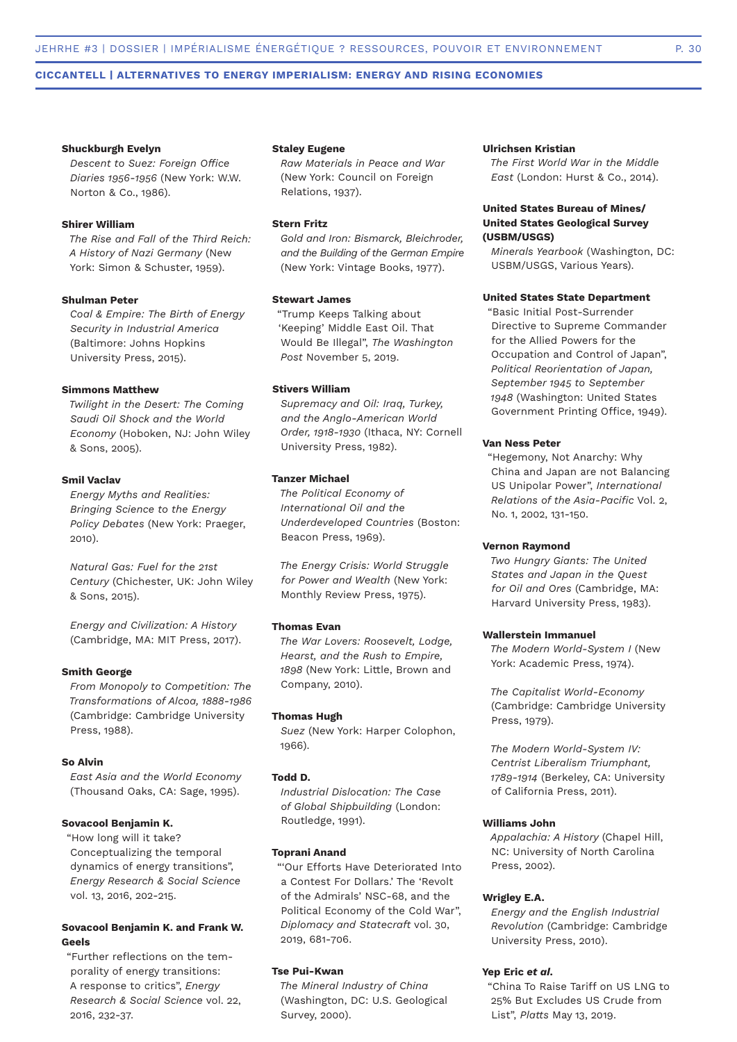**Shuckburgh Evelyn**
*Descent to Suez: Foreign Office Diaries 1956-1956* (New York: W.W. Norton & Co., 1986).

**Shirer William**
*The Rise and Fall of the Third Reich: A History of Nazi Germany* (New York: Simon & Schuster, 1959).

**Shulman Peter**
*Coal & Empire: The Birth of Energy Security in Industrial America* (Baltimore: Johns Hopkins University Press, 2015).

**Simmons Matthew**
*Twilight in the Desert: The Coming Saudi Oil Shock and the World Economy* (Hoboken, NJ: John Wiley & Sons, 2005).

**Smil Vaclav**
*Energy Myths and Realities: Bringing Science to the Energy Policy Debates* (New York: Praeger, 2010).

*Natural Gas: Fuel for the 21st Century* (Chichester, UK: John Wiley & Sons, 2015).

*Energy and Civilization: A History* (Cambridge, MA: MIT Press, 2017).

**Smith George**
*From Monopoly to Competition: The Transformations of Alcoa, 1888-1986* (Cambridge: Cambridge University Press, 1988).

**So Alvin**
*East Asia and the World Economy* (Thousand Oaks, CA: Sage, 1995).

**Sovacool Benjamin K.**
"How long will it take? Conceptualizing the temporal dynamics of energy transitions", *Energy Research & Social Science* vol. 13, 2016, 202-215.

**Sovacool Benjamin K. and Frank W. Geels**
"Further reflections on the temporality of energy transitions: A response to critics", *Energy Research & Social Science* vol. 22, 2016, 232-37.

**Staley Eugene**
*Raw Materials in Peace and War* (New York: Council on Foreign Relations, 1937).

**Stern Fritz**
*Gold and Iron: Bismarck, Bleichroder, and the Building of the German Empire* (New York: Vintage Books, 1977).

**Stewart James**
"Trump Keeps Talking about 'Keeping' Middle East Oil. That Would Be Illegal", *The Washington Post* November 5, 2019.

**Stivers William**
*Supremacy and Oil: Iraq, Turkey, and the Anglo-American World Order, 1918-1930* (Ithaca, NY: Cornell University Press, 1982).

**Tanzer Michael**
*The Political Economy of International Oil and the Underdeveloped Countries* (Boston: Beacon Press, 1969).

*The Energy Crisis: World Struggle for Power and Wealth* (New York: Monthly Review Press, 1975).

**Thomas Evan**
*The War Lovers: Roosevelt, Lodge, Hearst, and the Rush to Empire, 1898* (New York: Little, Brown and Company, 2010).

**Thomas Hugh**
*Suez* (New York: Harper Colophon, 1966).

**Todd D.**
*Industrial Dislocation: The Case of Global Shipbuilding* (London: Routledge, 1991).

**Toprani Anand**
"'Our Efforts Have Deteriorated Into a Contest For Dollars.' The 'Revolt of the Admirals' NSC-68, and the Political Economy of the Cold War", *Diplomacy and Statecraft* vol. 30, 2019, 681-706.

**Tse Pui-Kwan**
*The Mineral Industry of China* (Washington, DC: U.S. Geological Survey, 2000).

**Ulrichsen Kristian**
*The First World War in the Middle East* (London: Hurst & Co., 2014).

**United States Bureau of Mines/ United States Geological Survey (USBM/USGS)**
*Minerals Yearbook* (Washington, DC: USBM/USGS, Various Years).

**United States State Department**
"Basic Initial Post-Surrender Directive to Supreme Commander for the Allied Powers for the Occupation and Control of Japan", *Political Reorientation of Japan, September 1945 to September 1948* (Washington: United States Government Printing Office, 1949).

**Van Ness Peter**
"Hegemony, Not Anarchy: Why China and Japan are not Balancing US Unipolar Power", *International Relations of the Asia-Pacific* Vol. 2, No. 1, 2002, 131-150.

**Vernon Raymond**
*Two Hungry Giants: The United States and Japan in the Quest for Oil and Ores* (Cambridge, MA: Harvard University Press, 1983).

**Wallerstein Immanuel**
*The Modern World-System I* (New York: Academic Press, 1974).

*The Capitalist World-Economy* (Cambridge: Cambridge University Press, 1979).

*The Modern World-System IV: Centrist Liberalism Triumphant, 1789-1914* (Berkeley, CA: University of California Press, 2011).

**Williams John**
*Appalachia: A History* (Chapel Hill, NC: University of North Carolina Press, 2002).

**Wrigley E.A.**
*Energy and the English Industrial Revolution* (Cambridge: Cambridge University Press, 2010).

**Yep Eric *et al.***
"China To Raise Tariff on US LNG to 25% But Excludes US Crude from List", *Platts* May 13, 2019.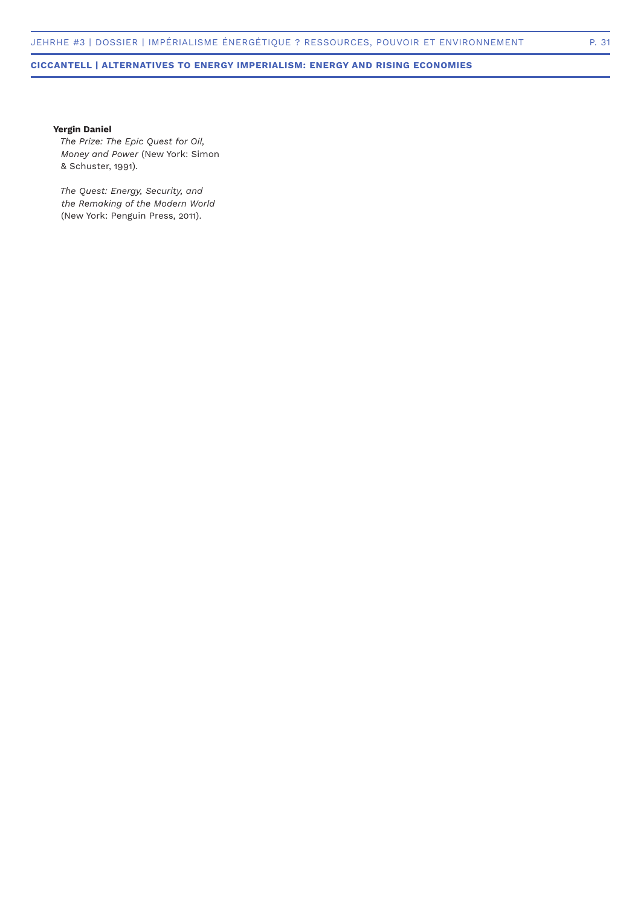**Yergin Daniel**

*The Prize: The Epic Quest for Oil, Money and Power* (New York: Simon & Schuster, 1991).

*The Quest: Energy, Security, and the Remaking of the Modern World* (New York: Penguin Press, 2011).